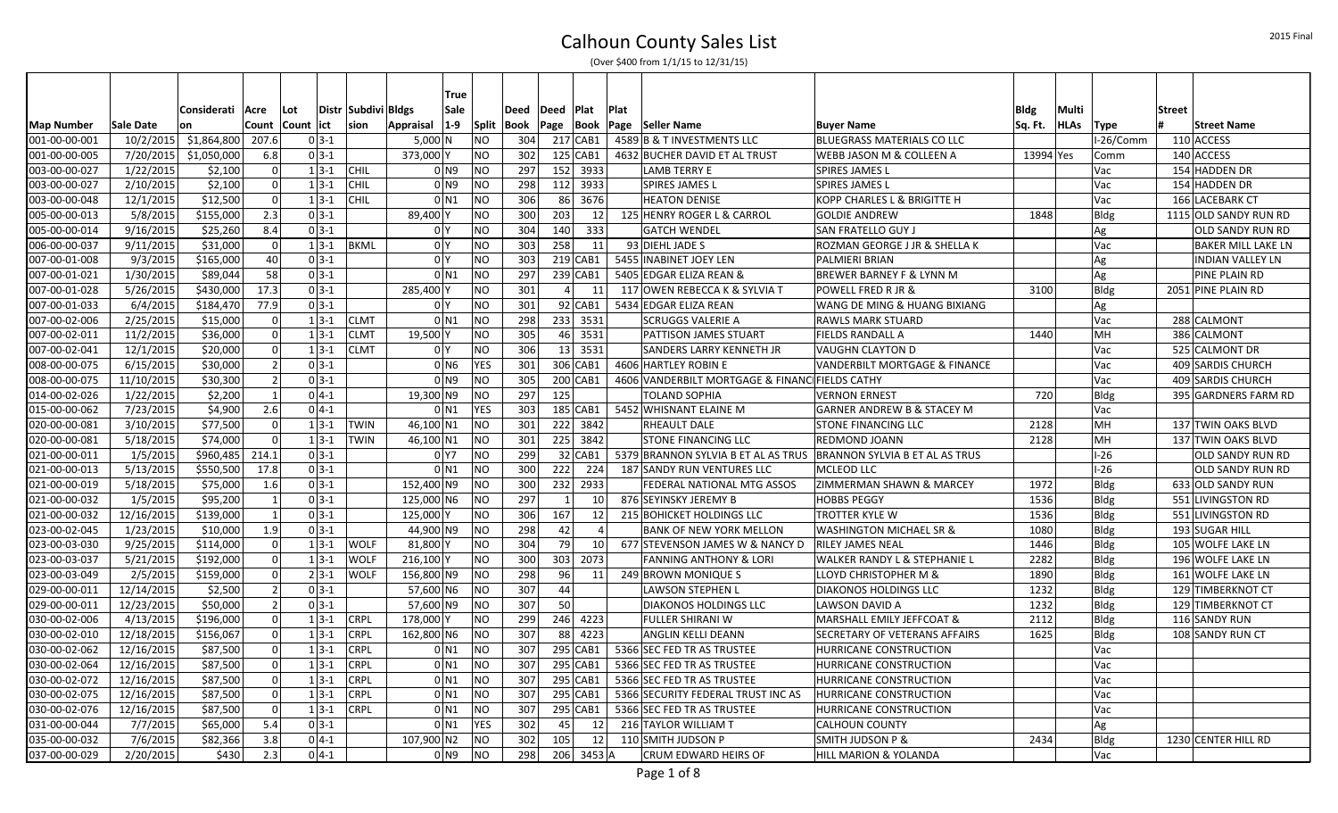# Calhoun County Sales List

(Over $400 from 1/1/15 to 12/31/15)

| Map Number | Sale Date | Consideration | Acre Count | Lot Count | District | Subdivision | Bldgs Appraisal | True Sale 1-9 | Split | Deed Book | Deed Page | Plat Book | Plat Page | Seller Name | Buyer Name | Bldg Sq. Ft. | Multi HLAs | Type | Street # | Street Name |
|---|---|---|---|---|---|---|---|---|---|---|---|---|---|---|---|---|---|---|---|---|
| 001-00-00-001 | 10/2/2015 | $1,864,800 | 207.6 | 0 | 3-1 | | 5,000 | N | NO | 304 | 217 | CAB1 | 4589 | B & T INVESTMENTS LLC | BLUEGRASS MATERIALS CO LLC | | | I-26/Comm | 110 | ACCESS |
| 001-00-00-005 | 7/20/2015 | $1,050,000 | 6.8 | 0 | 3-1 | | 373,000 | Y | NO | 302 | 125 | CAB1 | 4632 | BUCHER DAVID ET AL TRUST | WEBB JASON M & COLLEEN A | 13994 | Yes | Comm | 140 | ACCESS |
| 003-00-00-027 | 1/22/2015 | $2,100 | 0 | 1 | 3-1 | CHIL | 0 | N9 | NO | 297 | 152 | 3933 | | LAMB TERRY E | SPIRES JAMES L | | | Vac | 154 | HADDEN DR |
| 003-00-00-027 | 2/10/2015 | $2,100 | 0 | 1 | 3-1 | CHIL | 0 | N9 | NO | 298 | 112 | 3933 | | SPIRES JAMES L | SPIRES JAMES L | | | Vac | 154 | HADDEN DR |
| 003-00-00-048 | 12/1/2015 | $12,500 | 0 | 1 | 3-1 | CHIL | 0 | N1 | NO | 306 | 86 | 3676 | | HEATON DENISE | KOPP CHARLES L & BRIGITTE H | | | Vac | 166 | LACEBARK CT |
| 005-00-00-013 | 5/8/2015 | $155,000 | 2.3 | 0 | 3-1 | | 89,400 | Y | NO | 300 | 203 | 12 | 125 | HENRY ROGER L & CARROL | GOLDIE ANDREW | 1848 | | Bldg | 1115 | OLD SANDY RUN RD |
| 005-00-00-014 | 9/16/2015 | $25,260 | 8.4 | 0 | 3-1 | | 0 | Y | NO | 304 | 140 | 333 | | GATCH WENDEL | SAN FRATELLO GUY J | | | Ag | | OLD SANDY RUN RD |
| 006-00-00-037 | 9/11/2015 | $31,000 | 0 | 1 | 3-1 | BKML | 0 | Y | NO | 303 | 258 | 11 | 93 | DIEHL JADE S | ROZMAN GEORGE J JR & SHELLA K | | | Vac | | BAKER MILL LAKE LN |
| 007-00-01-008 | 9/3/2015 | $165,000 | 40 | 0 | 3-1 | | 0 | Y | NO | 303 | 219 | CAB1 | 5455 | INABINET JOEY LEN | PALMIERI BRIAN | | | Ag | | INDIAN VALLEY LN |
| 007-00-01-021 | 1/30/2015 | $89,044 | 58 | 0 | 3-1 | | 0 | N1 | NO | 297 | 239 | CAB1 | 5405 | EDGAR ELIZA REAN & | BREWER BARNEY F & LYNN M | | | Ag | | PINE PLAIN RD |
| 007-00-01-028 | 5/26/2015 | $430,000 | 17.3 | 0 | 3-1 | | 285,400 | Y | NO | 301 | 4 | 11 | 117 | OWEN REBECCA K & SYLVIA T | POWELL FRED R JR & | 3100 | | Bldg | 2051 | PINE PLAIN RD |
| 007-00-01-033 | 6/4/2015 | $184,470 | 77.9 | 0 | 3-1 | | 0 | Y | NO | 301 | 92 | CAB1 | 5434 | EDGAR ELIZA REAN | WANG DE MING & HUANG BIXIANG | | | Ag | | |
| 007-00-02-006 | 2/25/2015 | $15,000 | 0 | 1 | 3-1 | CLMT | 0 | N1 | NO | 298 | 233 | 3531 | | SCRUGGS VALERIE A | RAWLS MARK STUARD | | | Vac | 288 | CALMONT |
| 007-00-02-011 | 11/2/2015 | $36,000 | 0 | 1 | 3-1 | CLMT | 19,500 | Y | NO | 305 | 46 | 3531 | | PATTISON JAMES STUART | FIELDS RANDALL A | 1440 | | MH | 386 | CALMONT |
| 007-00-02-041 | 12/1/2015 | $20,000 | 0 | 1 | 3-1 | CLMT | 0 | Y | NO | 306 | 13 | 3531 | | SANDERS LARRY KENNETH JR | VAUGHN CLAYTON D | | | Vac | 525 | CALMONT DR |
| 008-00-00-075 | 6/15/2015 | $30,000 | 2 | 0 | 3-1 | | 0 | N6 | YES | 301 | 306 | CAB1 | 4606 | HARTLEY ROBIN E | VANDERBILT MORTGAGE & FINANCE | | | Vac | 409 | SARDIS CHURCH |
| 008-00-00-075 | 11/10/2015 | $30,300 | 2 | 0 | 3-1 | | 0 | N9 | NO | 305 | 200 | CAB1 | 4606 | VANDERBILT MORTGAGE & FINANCI | FIELDS CATHY | | | Vac | 409 | SARDIS CHURCH |
| 014-00-02-026 | 1/22/2015 | $2,200 | 1 | 0 | 4-1 | | 19,300 | N9 | NO | 297 | 125 | | | TOLAND SOPHIA | VERNON ERNEST | 720 | | Bldg | 395 | GARDNERS FARM RD |
| 015-00-00-062 | 7/23/2015 | $4,900 | 2.6 | 0 | 4-1 | | 0 | N1 | YES | 303 | 185 | CAB1 | 5452 | WHISNANT ELAINE M | GARNER ANDREW B & STACEY M | | | Vac | | |
| 020-00-00-081 | 3/10/2015 | $77,500 | 0 | 1 | 3-1 | TWIN | 46,100 | N1 | NO | 301 | 222 | 3842 | | RHEAULT DALE | STONE FINANCING LLC | 2128 | | MH | 137 | TWIN OAKS BLVD |
| 020-00-00-081 | 5/18/2015 | $74,000 | 0 | 1 | 3-1 | TWIN | 46,100 | N1 | NO | 301 | 225 | 3842 | | STONE FINANCING LLC | REDMOND JOANN | 2128 | | MH | 137 | TWIN OAKS BLVD |
| 021-00-00-011 | 1/5/2015 | $960,485 | 214.1 | 0 | 3-1 | | 0 | Y7 | NO | 299 | 32 | CAB1 | 5379 | BRANNON SYLVIA B ET AL AS TRUS | BRANNON SYLVIA B ET AL AS TRUS | | | I-26 | | OLD SANDY RUN RD |
| 021-00-00-013 | 5/13/2015 | $550,500 | 17.8 | 0 | 3-1 | | 0 | N1 | NO | 300 | 222 | 224 | 187 | SANDY RUN VENTURES LLC | MCLEOD LLC | | | I-26 | | OLD SANDY RUN RD |
| 021-00-00-019 | 5/18/2015 | $75,000 | 1.6 | 0 | 3-1 | | 152,400 | N9 | NO | 300 | 232 | 2933 | | FEDERAL NATIONAL MTG ASSOS | ZIMMERMAN SHAWN & MARCEY | 1972 | | Bldg | 633 | OLD SANDY RUN |
| 021-00-00-032 | 1/5/2015 | $95,200 | 1 | 0 | 3-1 | | 125,000 | N6 | NO | 297 | 1 | 10 | 876 | SEYINSKY JEREMY B | HOBBS PEGGY | 1536 | | Bldg | 551 | LIVINGSTON RD |
| 021-00-00-032 | 12/16/2015 | $139,000 | 1 | 0 | 3-1 | | 125,000 | Y | NO | 306 | 167 | 12 | 215 | BOHICKET HOLDINGS LLC | TROTTER KYLE W | 1536 | | Bldg | 551 | LIVINGSTON RD |
| 023-00-02-045 | 1/23/2015 | $10,000 | 1.9 | 0 | 3-1 | | 44,900 | N9 | NO | 298 | 42 | 4 | | BANK OF NEW YORK MELLON | WASHINGTON MICHAEL SR & | 1080 | | Bldg | 193 | SUGAR HILL |
| 023-00-03-030 | 9/25/2015 | $114,000 | 0 | 1 | 3-1 | WOLF | 81,800 | Y | NO | 304 | 79 | 10 | 677 | STEVENSON JAMES W & NANCY D | RILEY JAMES NEAL | 1446 | | Bldg | 105 | WOLFE LAKE LN |
| 023-00-03-037 | 5/21/2015 | $192,000 | 0 | 1 | 3-1 | WOLF | 216,100 | Y | NO | 300 | 303 | 2073 | | FANNING ANTHONY & LORI | WALKER RANDY L & STEPHANIE L | 2282 | | Bldg | 196 | WOLFE LAKE LN |
| 023-00-03-049 | 2/5/2015 | $159,000 | 0 | 2 | 3-1 | WOLF | 156,800 | N9 | NO | 298 | 96 | 11 | 249 | BROWN MONIQUE S | LLOYD CHRISTOPHER M & | 1890 | | Bldg | 161 | WOLFE LAKE LN |
| 029-00-00-011 | 12/14/2015 | $2,500 | 2 | 0 | 3-1 | | 57,600 | N6 | NO | 307 | 44 | | | LAWSON STEPHEN L | DIAKONOS HOLDINGS LLC | 1232 | | Bldg | 129 | TIMBERKNOT CT |
| 029-00-00-011 | 12/23/2015 | $50,000 | 2 | 0 | 3-1 | | 57,600 | N9 | NO | 307 | 50 | | | DIAKONOS HOLDINGS LLC | LAWSON DAVID A | 1232 | | Bldg | 129 | TIMBERKNOT CT |
| 030-00-02-006 | 4/13/2015 | $196,000 | 0 | 1 | 3-1 | CRPL | 178,000 | Y | NO | 299 | 246 | 4223 | | FULLER SHIRANI W | MARSHALL EMILY JEFFCOAT & | 2112 | | Bldg | 116 | SANDY RUN |
| 030-00-02-010 | 12/18/2015 | $156,067 | 0 | 1 | 3-1 | CRPL | 162,800 | N6 | NO | 307 | 88 | 4223 | | ANGLIN KELLI DEANN | SECRETARY OF VETERANS AFFAIRS | 1625 | | Bldg | 108 | SANDY RUN CT |
| 030-00-02-062 | 12/16/2015 | $87,500 | 0 | 1 | 3-1 | CRPL | 0 | N1 | NO | 307 | 295 | CAB1 | 5366 | SEC FED TR AS TRUSTEE | HURRICANE CONSTRUCTION | | | Vac | | |
| 030-00-02-064 | 12/16/2015 | $87,500 | 0 | 1 | 3-1 | CRPL | 0 | N1 | NO | 307 | 295 | CAB1 | 5366 | SEC FED TR AS TRUSTEE | HURRICANE CONSTRUCTION | | | Vac | | |
| 030-00-02-072 | 12/16/2015 | $87,500 | 0 | 1 | 3-1 | CRPL | 0 | N1 | NO | 307 | 295 | CAB1 | 5366 | SEC FED TR AS TRUSTEE | HURRICANE CONSTRUCTION | | | Vac | | |
| 030-00-02-075 | 12/16/2015 | $87,500 | 0 | 1 | 3-1 | CRPL | 0 | N1 | NO | 307 | 295 | CAB1 | 5366 | SECURITY FEDERAL TRUST INC AS | HURRICANE CONSTRUCTION | | | Vac | | |
| 030-00-02-076 | 12/16/2015 | $87,500 | 0 | 1 | 3-1 | CRPL | 0 | N1 | NO | 307 | 295 | CAB1 | 5366 | SEC FED TR AS TRUSTEE | HURRICANE CONSTRUCTION | | | Vac | | |
| 031-00-00-044 | 7/7/2015 | $65,000 | 5.4 | 0 | 3-1 | | 0 | N1 | YES | 302 | 45 | 12 | 216 | TAYLOR WILLIAM T | CALHOUN COUNTY | | | Ag | | |
| 035-00-00-032 | 7/6/2015 | $82,366 | 3.8 | 0 | 4-1 | | 107,900 | N2 | NO | 302 | 105 | 12 | 110 | SMITH JUDSON P | SMITH JUDSON P & | 2434 | | Bldg | 1230 | CENTER HILL RD |
| 037-00-00-029 | 2/20/2015 | $430 | 2.3 | 0 | 4-1 | | 0 | N9 | NO | 298 | 206 | 3453 A | | CRUM EDWARD HEIRS OF | HILL MARION & YOLANDA | | | Vac | | |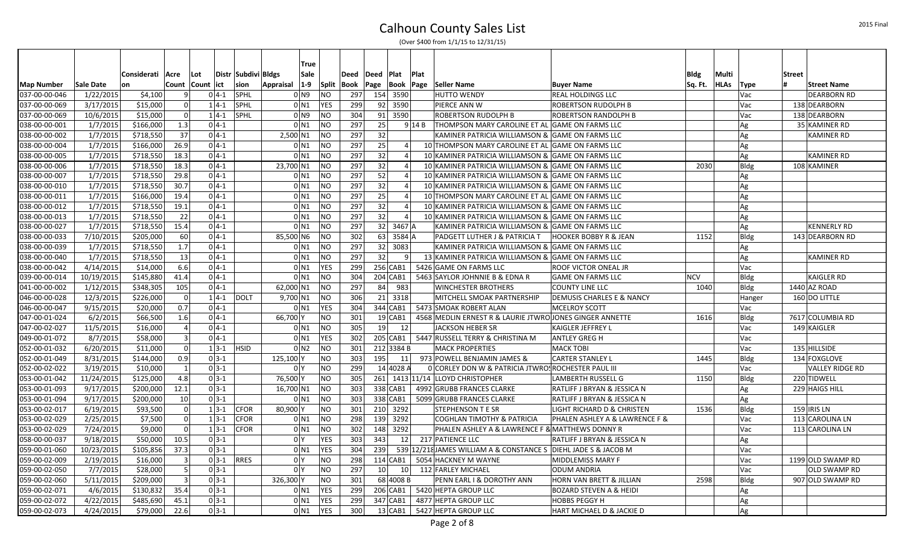# Calhoun County Sales List

(Over $400 from 1/1/15 to 12/31/15)

| Map Number | Sale Date | Consideration | Acre Count | Lot Count | District | Subdivision | Bldgs Appraisal | True Sale 1-9 | Split | Deed Book | Deed Page | Plat Book | Plat Page | Seller Name | Buyer Name | Bldg Sq. Ft. | Multi HLAs | Type | Street # | Street Name |
|---|---|---|---|---|---|---|---|---|---|---|---|---|---|---|---|---|---|---|---|---|
| 037-00-00-046 | 1/22/2015 | $4,100 | 9 | 0 | 4-1 | SPHL | | 0 | N9 | NO | 297 | 154 | 3590 | | HUTTO WENDY | REAL HOLDINGS LLC | | | Vac | | DEARBORN RD |
| 037-00-00-069 | 3/17/2015 | $15,000 | 0 | 1 | 4-1 | SPHL | | 0 | N1 | YES | 299 | 92 | 3590 | | PIERCE ANN W | ROBERTSON RUDOLPH B | | | Vac | 138 | DEARBORN |
| 037-00-00-069 | 10/6/2015 | $15,000 | 0 | 1 | 4-1 | SPHL | | 0 | N9 | NO | 304 | 91 | 3590 | | ROBERTSON RUDOLPH B | ROBERTSON RANDOLPH B | | | Vac | 138 | DEARBORN |
| 038-00-00-001 | 1/7/2015 | $166,000 | 1.3 | 0 | 4-1 | | | 0 | N1 | NO | 297 | 25 | 9 | 14 B | THOMPSON MARY CAROLINE ET AL | GAME ON FARMS LLC | | | Ag | 35 | KAMINER RD |
| 038-00-00-002 | 1/7/2015 | $718,550 | 37 | 0 | 4-1 | | 2,500 | N1 | NO | 297 | 32 | | | | KAMINER PATRICIA WILLIAMSON & | GAME ON FARMS LLC | | | Ag | | KAMINER RD |
| 038-00-00-004 | 1/7/2015 | $166,000 | 26.9 | 0 | 4-1 | | | 0 | N1 | NO | 297 | 25 | 4 | 10 | THOMPSON MARY CAROLINE ET AL | GAME ON FARMS LLC | | | Ag | | |
| 038-00-00-005 | 1/7/2015 | $718,550 | 18.3 | 0 | 4-1 | | | 0 | N1 | NO | 297 | 32 | 4 | 10 | KAMINER PATRICIA WILLIAMSON & | GAME ON FARMS LLC | | | Ag | | KAMINER RD |
| 038-00-00-006 | 1/7/2015 | $718,550 | 18.3 | 0 | 4-1 | | 23,700 | N1 | NO | 297 | 32 | 4 | 10 | KAMINER PATRICIA WILLIAMSON & | GAME ON FARMS LLC | 2030 | | Bldg | 108 | KAMINER |
| 038-00-00-007 | 1/7/2015 | $718,550 | 29.8 | 0 | 4-1 | | | 0 | N1 | NO | 297 | 52 | 4 | 10 | KAMINER PATRICIA WILLIAMSON & | GAME ON FARMS LLC | | | Ag | | |
| 038-00-00-010 | 1/7/2015 | $718,550 | 30.7 | 0 | 4-1 | | | 0 | N1 | NO | 297 | 32 | 4 | 10 | KAMINER PATRICIA WILLIAMSON & | GAME ON FARMS LLC | | | Ag | | |
| 038-00-00-011 | 1/7/2015 | $166,000 | 19.4 | 0 | 4-1 | | | 0 | N1 | NO | 297 | 25 | 4 | 10 | THOMPSON MARY CAROLINE ET AL | GAME ON FARMS LLC | | | Ag | | |
| 038-00-00-012 | 1/7/2015 | $718,550 | 19.1 | 0 | 4-1 | | | 0 | N1 | NO | 297 | 32 | 4 | 10 | KAMINER PATRICIA WILLIAMSON & | GAME ON FARMS LLC | | | Ag | | |
| 038-00-00-013 | 1/7/2015 | $718,550 | 22 | 0 | 4-1 | | | 0 | N1 | NO | 297 | 32 | 4 | 10 | KAMINER PATRICIA WILLIAMSON & | GAME ON FARMS LLC | | | Ag | | |
| 038-00-00-027 | 1/7/2015 | $718,550 | 15.4 | 0 | 4-1 | | | 0 | N1 | NO | 297 | 32 | 3467 A | | KAMINER PATRICIA WILLIAMSON & | GAME ON FARMS LLC | | | Ag | | KENNERLY RD |
| 038-00-00-033 | 7/10/2015 | $205,000 | 60 | 0 | 4-1 | | 85,500 | N6 | NO | 302 | 63 | 3584 A | | PADGETT LUTHER J & PATRICIA T | HOOKER BOBBY R & JEAN | 1152 | | Bldg | 143 | DEARBORN RD |
| 038-00-00-039 | 1/7/2015 | $718,550 | 1.7 | 0 | 4-1 | | | 0 | N1 | NO | 297 | 32 | 3083 | | KAMINER PATRICIA WILLIAMSON & | GAME ON FARMS LLC | | | Ag | | |
| 038-00-00-040 | 1/7/2015 | $718,550 | 13 | 0 | 4-1 | | | 0 | N1 | NO | 297 | 32 | 9 | 13 | KAMINER PATRICIA WILLIAMSON & | GAME ON FARMS LLC | | | Ag | | KAMINER RD |
| 038-00-00-042 | 4/14/2015 | $14,000 | 6.6 | 0 | 4-1 | | | 0 | N1 | YES | 299 | 256 | CAB1 | 5426 | GAME ON FARMS LLC | ROOF VICTOR ONEAL JR | | | Vac | | |
| 039-00-00-014 | 10/19/2015 | $145,880 | 41.4 | 0 | 4-1 | | | 0 | N1 | NO | 304 | 204 | CAB1 | 5463 | SAYLOR JOHNNIE B & EDNA R | GAME ON FARMS LLC | NCV | | Bldg | | KAIGLER RD |
| 041-00-00-002 | 1/12/2015 | $348,305 | 105 | 0 | 4-1 | | 62,000 | N1 | NO | 297 | 84 | 983 | | | WINCHESTER BROTHERS | COUNTY LINE LLC | 1040 | | Bldg | 1440 | AZ ROAD |
| 046-00-00-028 | 12/3/2015 | $226,000 | 0 | 1 | 4-1 | DOLT | 9,700 | N1 | NO | 306 | 21 | 3318 | | | MITCHELL SMOAK PARTNERSHIP | DEMUSIS CHARLES E & NANCY | | | Hanger | 160 | DO LITTLE |
| 046-00-00-047 | 9/15/2015 | $20,000 | 0.7 | 0 | 4-1 | | | 0 | N1 | YES | 304 | 344 | CAB1 | 5473 | SMOAK ROBERT ALAN | MCELROY SCOTT | | | Vac | | |
| 047-00-01-024 | 6/2/2015 | $66,500 | 1.6 | 0 | 4-1 | | 66,700 | Y | NO | 301 | 19 | CAB1 | 4568 | MEDLIN ERNEST R & LAURIE JTWRO | JONES GINGER ANNETTE | 1616 | | Bldg | 7617 | COLUMBIA RD |
| 047-00-02-027 | 11/5/2015 | $16,000 | 4 | 0 | 4-1 | | | 0 | N1 | NO | 305 | 19 | 12 | | JACKSON HEBER SR | KAIGLER JEFFREY L | | | Vac | 149 | KAIGLER |
| 049-00-01-072 | 8/7/2015 | $58,000 | 3 | 0 | 4-1 | | | 0 | N1 | YES | 302 | 205 | CAB1 | 5447 | RUSSELL TERRY & CHRISTINA M | ANTLEY GREG H | | | Vac | | |
| 052-00-01-032 | 6/20/2015 | $11,000 | 0 | 1 | 3-1 | HSID | | 0 | N2 | NO | 301 | 212 | 3384 B | | MACK PROPERTIES | MACK TOBI | | | Vac | 135 | HILLSIDE |
| 052-00-01-049 | 8/31/2015 | $144,000 | 0.9 | 0 | 3-1 | | 125,100 | Y | NO | 303 | 195 | 11 | 973 | POWELL BENJAMIN JAMES & | CARTER STANLEY L | 1445 | | Bldg | 134 | FOXGLOVE |
| 052-00-02-022 | 3/19/2015 | $10,000 | 1 | 0 | 3-1 | | | 0 | Y | NO | 299 | 14 | 4028 A | 0 | CORLEY DON W & PATRICIA JTWROS | ROCHESTER PAUL III | | | Vac | | VALLEY RIDGE RD |
| 053-00-01-042 | 11/24/2015 | $125,000 | 4.8 | 0 | 3-1 | | 76,500 | Y | NO | 305 | 261 | 1413 | 11/14 | LLOYD CHRISTOPHER | LAMBERTH RUSSELL G | 1150 | | Bldg | 220 | TIDWELL |
| 053-00-01-093 | 9/17/2015 | $200,000 | 12.1 | 0 | 3-1 | | 16,700 | N1 | NO | 303 | 338 | CAB1 | 4992 | GRUBB FRANCES CLARKE | RATLIFF J BRYAN & JESSICA N | | | Ag | 229 | HAIGS HILL |
| 053-00-01-094 | 9/17/2015 | $200,000 | 10 | 0 | 3-1 | | | 0 | N1 | NO | 303 | 338 | CAB1 | 5099 | GRUBB FRANCES CLARKE | RATLIFF J BRYAN & JESSICA N | | | Ag | | |
| 053-00-02-017 | 6/19/2015 | $93,500 | 0 | 1 | 3-1 | CFOR | 80,900 | Y | NO | 301 | 210 | 3292 | | | STEPHENSON T E SR | LIGHT RICHARD D & CHRISTEN | 1536 | | Bldg | 159 | IRIS LN |
| 053-00-02-029 | 2/25/2015 | $7,500 | 0 | 1 | 3-1 | CFOR | | 0 | N1 | NO | 298 | 139 | 3292 | | COGHLAN TIMOTHY & PATRICIA | PHALEN ASHLEY A & LAWRENCE F & | | | Vac | 113 | CAROLINA LN |
| 053-00-02-029 | 7/24/2015 | $9,000 | 0 | 1 | 3-1 | CFOR | | 0 | N1 | NO | 302 | 148 | 3292 | | PHALEN ASHLEY A & LAWRENCE F & | MATTHEWS DONNY R | | | Vac | 113 | CAROLINA LN |
| 058-00-00-037 | 9/18/2015 | $50,000 | 10.5 | 0 | 3-1 | | | 0 | Y | YES | 303 | 343 | 12 | 217 | PATIENCE LLC | RATLIFF J BRYAN & JESSICA N | | | Ag | | |
| 059-00-01-060 | 10/23/2015 | $105,856 | 37.3 | 0 | 3-1 | | | 0 | N1 | YES | 304 | 239 | 539 | 12/218 | JAMES WILLIAM A & CONSTANCE S | DIEHL JADE S & JACOB M | | | Vac | | |
| 059-00-02-009 | 2/19/2015 | $16,000 | 3 | 0 | 3-1 | RRES | | 0 | Y | NO | 298 | 114 | CAB1 | 5054 | HACKNEY M WAYNE | MIDDLEMISS MARY F | | | Vac | 1199 | OLD SWAMP RD |
| 059-00-02-050 | 7/7/2015 | $28,000 | 5 | 0 | 3-1 | | | 0 | Y | NO | 297 | 10 | 10 | 112 | FARLEY MICHAEL | ODUM ANDRIA | | | Vac | | OLD SWAMP RD |
| 059-00-02-060 | 5/11/2015 | $209,000 | 3 | 0 | 3-1 | | 326,300 | Y | NO | 301 | 68 | 4008 B | | | PENN EARL I & DOROTHY ANN | HORN VAN BRETT & JILLIAN | 2598 | | Bldg | 907 | OLD SWAMP RD |
| 059-00-02-071 | 4/6/2015 | $130,832 | 35.4 | 0 | 3-1 | | | 0 | N1 | YES | 299 | 206 | CAB1 | 5420 | HEPTA GROUP LLC | BOZARD STEVEN A & HEIDI | | | Ag | | |
| 059-00-02-072 | 4/22/2015 | $485,690 | 45.1 | 0 | 3-1 | | | 0 | N1 | YES | 299 | 347 | CAB1 | 4877 | HEPTA GROUP LLC | HOBBS PEGGY H | | | Ag | | |
| 059-00-02-073 | 4/24/2015 | $79,000 | 22.6 | 0 | 3-1 | | | 0 | N1 | YES | 300 | 13 | CAB1 | 5427 | HEPTA GROUP LLC | HART MICHAEL D & JACKIE D | | | Ag | | |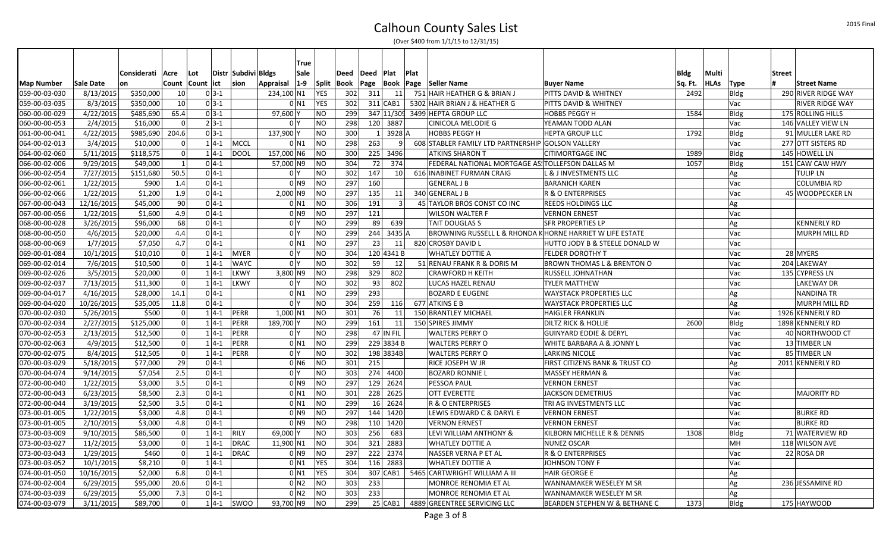# Calhoun County Sales List

(Over $400 from 1/1/15 to 12/31/15)

| Map Number | Sale Date | Consideration | Acre Count | Lot Count | District | Subdivision | Bldgs Appraisal | True Sale 1-9 | Split | Deed Book | Deed Page | Plat Book | Plat Page | Seller Name | Buyer Name | Bldg Sq. Ft. | Multi HLAs | Type | Street # | Street Name |
|---|---|---|---|---|---|---|---|---|---|---|---|---|---|---|---|---|---|---|---|---|
| 059-00-03-030 | 8/13/2015 | $350,000 | 10 | 0 | 3-1 | | 234,100 | N1 | YES | 302 | 311 | 11 | 751 | HAIR HEATHER G & BRIAN J | PITTS DAVID & WHITNEY | 2492 | | Bldg | 290 | RIVER RIDGE WAY |
| 059-00-03-035 | 8/3/2015 | $350,000 | 10 | 0 | 3-1 | | 0 | N1 | YES | 302 | 311 | CAB1 | 5302 | HAIR BRIAN J & HEATHER G | PITTS DAVID & WHITNEY | | | Vac | | RIVER RIDGE WAY |
| 060-00-00-029 | 4/22/2015 | $485,690 | 65.4 | 0 | 3-1 | | 97,600 | Y | NO | 299 | 347 | 11/309 | 3499 | HEPTA GROUP LLC | HOBBS PEGGY H | 1584 | | Bldg | 175 | ROLLING HILLS |
| 060-00-00-053 | 2/4/2015 | $16,000 | 0 | 2 | 3-1 | | 0 | Y | NO | 298 | 120 | 3887 | | CINICOLA MELODIE G | YEAMAN TODD ALAN | | | Vac | 146 | VALLEY VIEW LN |
| 061-00-00-041 | 4/22/2015 | $985,690 | 204.6 | 0 | 3-1 | | 137,900 | Y | NO | 300 | 1 | 3928 | A | HOBBS PEGGY H | HEPTA GROUP LLC | 1792 | | Bldg | 91 | MULLER LAKE RD |
| 064-00-02-013 | 3/4/2015 | $10,000 | 0 | 1 | 4-1 | MCCL | 0 | N1 | NO | 298 | 263 | 9 | 608 | STABLER FAMILY LTD PARTNERSHIP | GOLSON VALLERY | | | Vac | 277 | OTT SISTERS RD |
| 064-00-02-060 | 5/11/2015 | $118,575 | 0 | 1 | 4-1 | DOOL | 157,000 | N6 | NO | 300 | 225 | 3496 | | ATKINS SHARON T | CITIMORTGAGE INC | 1989 | | Bldg | 145 | HOWELL LN |
| 066-00-02-006 | 9/29/2015 | $49,000 | 1 | 0 | 4-1 | | 57,000 | N9 | NO | 304 | 72 | 374 | | FEDERAL NATIONAL MORTGAGE AS | TOLLEFSON DALLAS M | 1057 | | Bldg | 151 | CAW CAW HWY |
| 066-00-02-054 | 7/27/2015 | $151,680 | 50.5 | 0 | 4-1 | | 0 | Y | NO | 302 | 147 | 10 | 616 | INABINET FURMAN CRAIG | L & J INVESTMENTS LLC | | | Ag | | TULIP LN |
| 066-00-02-061 | 1/22/2015 | $900 | 1.4 | 0 | 4-1 | | 0 | N9 | NO | 297 | 160 | | | GENERAL J B | BARANICH KAREN | | | Vac | | COLUMBIA RD |
| 066-00-02-066 | 1/22/2015 | $1,200 | 1.9 | 0 | 4-1 | | 2,000 | N9 | NO | 297 | 135 | 11 | 340 | GENERAL J B | R & O ENTERPRISES | | | Vac | 45 | WOODPECKER LN |
| 067-00-00-043 | 12/16/2015 | $45,000 | 90 | 0 | 4-1 | | 0 | N1 | NO | 306 | 191 | 3 | 45 | TAYLOR BROS CONST CO INC | REEDS HOLDINGS LLC | | | Ag | | |
| 067-00-00-056 | 1/22/2015 | $1,600 | 4.9 | 0 | 4-1 | | 0 | N9 | NO | 297 | 121 | | | WILSON WALTER F | VERNON ERNEST | | | Vac | | |
| 068-00-00-028 | 3/26/2015 | $96,000 | 68 | 0 | 4-1 | | 0 | Y | NO | 299 | 89 | 639 | | TAIT DOUGLAS S | SFR PROPERTIES LP | | | Ag | | KENNERLY RD |
| 068-00-00-050 | 4/6/2015 | $20,000 | 4.4 | 0 | 4-1 | | 0 | Y | NO | 299 | 244 | 3435 | A | BROWNING RUSSELL L & RHONDA K | HORNE HARRIET W LIFE ESTATE | | | Vac | | MURPH MILL RD |
| 068-00-00-069 | 1/7/2015 | $7,050 | 4.7 | 0 | 4-1 | | 0 | N1 | NO | 297 | 23 | 11 | 820 | CROSBY DAVID L | HUTTO JODY B & STEELE DONALD W | | | Vac | | |
| 069-00-01-084 | 10/1/2015 | $10,010 | 0 | 1 | 4-1 | MYER | 0 | Y | NO | 304 | 120 | 4341 | B | WHATLEY DOTTIE A | FELDER DOROTHY T | | | Vac | 28 | MYERS |
| 069-00-02-014 | 7/6/2015 | $10,500 | 0 | 1 | 4-1 | WAYC | 0 | Y | NO | 302 | 59 | 12 | 51 | RENAU FRANK R & DORIS M | BROWN THOMAS L & BRENTON O | | | Vac | 204 | LAKEWAY |
| 069-00-02-026 | 3/5/2015 | $20,000 | 0 | 1 | 4-1 | LKWY | 3,800 | N9 | NO | 298 | 329 | 802 | | CRAWFORD H KEITH | RUSSELL JOHNATHAN | | | Vac | 135 | CYPRESS LN |
| 069-00-02-037 | 7/13/2015 | $11,300 | 0 | 1 | 4-1 | LKWY | 0 | Y | NO | 302 | 93 | 802 | | LUCAS HAZEL RENAU | TYLER MATTHEW | | | Vac | | LAKEWAY DR |
| 069-00-04-017 | 4/16/2015 | $28,000 | 14.1 | 0 | 4-1 | | 0 | N1 | NO | 299 | 293 | | | BOZARD E EUGENE | WAYSTACK PROPERTIES LLC | | | Ag | | NANDINA TR |
| 069-00-04-020 | 10/26/2015 | $35,005 | 11.8 | 0 | 4-1 | | 0 | Y | NO | 304 | 259 | 116 | 677 | ATKINS E B | WAYSTACK PROPERTIES LLC | | | Ag | | MURPH MILL RD |
| 070-00-02-030 | 5/26/2015 | $500 | 0 | 1 | 4-1 | PERR | 1,000 | N1 | NO | 301 | 76 | 11 | 150 | BRANTLEY MICHAEL | HAIGLER FRANKLIN | | | Vac | 1926 | KENNERLY RD |
| 070-00-02-034 | 2/27/2015 | $125,000 | 0 | 1 | 4-1 | PERR | 189,700 | Y | NO | 299 | 161 | 11 | 150 | SPIRES JIMMY | DILTZ RICK & HOLLIE | 2600 | | Bldg | 1898 | KENNERLY RD |
| 070-00-02-053 | 2/13/2015 | $12,500 | 0 | 1 | 4-1 | PERR | 0 | Y | NO | 298 | 47 | IN FIL | | WALTERS PERRY O | GUINYARD EDDIE & DERYL | | | Vac | 40 | NORTHWOOD CT |
| 070-00-02-063 | 4/9/2015 | $12,500 | 0 | 1 | 4-1 | PERR | 0 | N1 | NO | 299 | 229 | 3834 B | | WALTERS PERRY O | WHITE BARBARA A & JONNY L | | | Vac | 13 | TIMBER LN |
| 070-00-02-075 | 8/4/2015 | $12,505 | 0 | 1 | 4-1 | PERR | 0 | Y | NO | 302 | 198 | 3834B | | WALTERS PERRY O | LARKINS NICOLE | | | Vac | 85 | TIMBER LN |
| 070-00-03-029 | 5/18/2015 | $77,000 | 29 | 0 | 4-1 | | 0 | N6 | NO | 301 | 215 | | | RICE JOSEPH W JR | FIRST CITIZENS BANK & TRUST CO | | | Ag | 2011 | KENNERLY RD |
| 070-00-04-074 | 9/14/2015 | $7,054 | 2.5 | 0 | 4-1 | | 0 | Y | NO | 303 | 274 | 4400 | | BOZARD RONNIE L | MASSEY HERMAN & | | | Vac | | |
| 072-00-00-040 | 1/22/2015 | $3,000 | 3.5 | 0 | 4-1 | | 0 | N9 | NO | 297 | 129 | 2624 | | PESSOA PAUL | VERNON ERNEST | | | Vac | | |
| 072-00-00-043 | 6/23/2015 | $8,500 | 2.3 | 0 | 4-1 | | 0 | N1 | NO | 301 | 228 | 2625 | | OTT EVERETTE | JACKSON DEMETRIUS | | | Vac | | MAJORITY RD |
| 072-00-00-044 | 3/19/2015 | $2,500 | 3.5 | 0 | 4-1 | | 0 | N1 | NO | 299 | 16 | 2624 | | R & O ENTERPRISES | TRI AG INVESTMENTS LLC | | | Vac | | |
| 073-00-01-005 | 1/22/2015 | $3,000 | 4.8 | 0 | 4-1 | | 0 | N9 | NO | 297 | 144 | 1420 | | LEWIS EDWARD C & DARYL E | VERNON ERNEST | | | Vac | | BURKE RD |
| 073-00-01-005 | 2/10/2015 | $3,000 | 4.8 | 0 | 4-1 | | 0 | N9 | NO | 298 | 110 | 1420 | | VERNON ERNEST | VERNON ERNEST | | | Vac | | BURKE RD |
| 073-00-03-009 | 9/10/2015 | $86,500 | 0 | 1 | 4-1 | RILY | 69,000 | Y | NO | 303 | 256 | 683 | | LEVI WILLIAM ANTHONY & | KILBORN MICHELLE R & DENNIS | 1308 | | Bldg | 71 | WATERVIEW RD |
| 073-00-03-027 | 11/2/2015 | $3,000 | 0 | 1 | 4-1 | DRAC | 11,900 | N1 | NO | 304 | 321 | 2883 | | WHATLEY DOTTIE A | NUNEZ OSCAR | | | MH | 118 | WILSON AVE |
| 073-00-03-043 | 1/29/2015 | $460 | 0 | 1 | 4-1 | DRAC | 0 | N9 | NO | 297 | 222 | 2374 | | NASSER VERNA P ET AL | R & O ENTERPRISES | | | Vac | 22 | ROSA DR |
| 073-00-03-052 | 10/1/2015 | $8,210 | 0 | 1 | 4-1 | | 0 | N1 | YES | 304 | 116 | 2883 | | WHATLEY DOTTIE A | JOHNSON TONY F | | | Vac | | |
| 074-00-01-050 | 10/16/2015 | $2,000 | 6.8 | 0 | 4-1 | | 0 | N1 | YES | 304 | 307 | CAB1 | 5465 | CARTWRIGHT WILLIAM A III | HAIR GEORGE E | | | Ag | | |
| 074-00-02-004 | 6/29/2015 | $95,000 | 20.6 | 0 | 4-1 | | 0 | N2 | NO | 303 | 233 | | | MONROE RENOMIA ET AL | WANNAMAKER WESELEY M SR | | | Ag | 236 | JESSAMINE RD |
| 074-00-03-039 | 6/29/2015 | $5,000 | 7.3 | 0 | 4-1 | | 0 | N2 | NO | 303 | 233 | | | MONROE RENOMIA ET AL | WANNAMAKER WESELEY M SR | | | Ag | | |
| 074-00-03-079 | 3/11/2015 | $89,700 | 0 | 1 | 4-1 | SWOO | 93,700 | N9 | NO | 299 | 25 | CAB1 | 4889 | GREENTREE SERVICING LLC | BEARDEN STEPHEN W & BETHANE C | 1373 | | Bldg | 175 | HAYWOOD |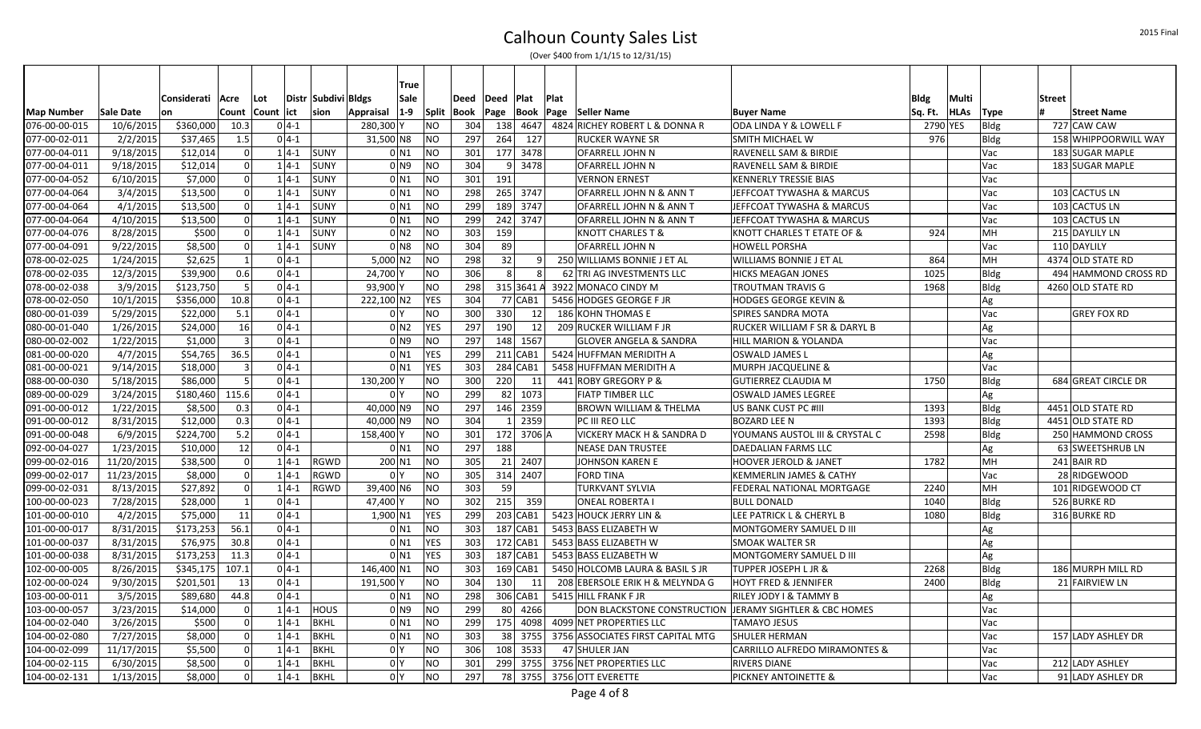# Calhoun County Sales List

(Over $400 from 1/1/15 to 12/31/15)

| Map Number | Sale Date | Consideration | Acre Count | Lot Count | District | Subdivision | Bldgs Appraisal | True Sale 1-9 | Split | Deed Book | Deed Page | Plat Book | Plat Page | Seller Name | Buyer Name | Bldg Sq. Ft. | Multi HLAs | Type | Street # | Street Name |
|---|---|---|---|---|---|---|---|---|---|---|---|---|---|---|---|---|---|---|---|---|
| 076-00-00-015 | 10/6/2015 | $360,000 | 10.3 | 0 | 4-1 | | 280,300 | Y | NO | 304 | 138 | 4647 | 4824 | RICHEY ROBERT L & DONNA R | ODA LINDA Y & LOWELL F | 2790 | YES | Bldg | 727 | CAW CAW |
| 077-00-02-011 | 2/2/2015 | $37,465 | 1.5 | 0 | 4-1 | | 31,500 | N8 | NO | 297 | 264 | 127 | | RUCKER WAYNE SR | SMITH MICHAEL W | 976 | | Bldg | 158 | WHIPPOORWILL WAY |
| 077-00-04-011 | 9/18/2015 | $12,014 | 0 | 1 | 4-1 | SUNY | 0 | N1 | NO | 301 | 177 | 3478 | | OFARRELL JOHN N | RAVENELL SAM & BIRDIE | | | Vac | 183 | SUGAR MAPLE |
| 077-00-04-011 | 9/18/2015 | $12,014 | 0 | 1 | 4-1 | SUNY | 0 | N9 | NO | 304 | 9 | 3478 | | OFARRELL JOHN N | RAVENELL SAM & BIRDIE | | | Vac | 183 | SUGAR MAPLE |
| 077-00-04-052 | 6/10/2015 | $7,000 | 0 | 1 | 4-1 | SUNY | 0 | N1 | NO | 301 | 191 | | | VERNON ERNEST | KENNERLY TRESSIE BIAS | | | Vac | | |
| 077-00-04-064 | 3/4/2015 | $13,500 | 0 | 1 | 4-1 | SUNY | 0 | N1 | NO | 298 | 265 | 3747 | | OFARRELL JOHN N & ANN T | JEFFCOAT TYWASHA & MARCUS | | | Vac | 103 | CACTUS LN |
| 077-00-04-064 | 4/1/2015 | $13,500 | 0 | 1 | 4-1 | SUNY | 0 | N1 | NO | 299 | 189 | 3747 | | OFARRELL JOHN N & ANN T | JEFFCOAT TYWASHA & MARCUS | | | Vac | 103 | CACTUS LN |
| 077-00-04-064 | 4/10/2015 | $13,500 | 0 | 1 | 4-1 | SUNY | 0 | N1 | NO | 299 | 242 | 3747 | | OFARRELL JOHN N & ANN T | JEFFCOAT TYWASHA & MARCUS | | | Vac | 103 | CACTUS LN |
| 077-00-04-076 | 8/28/2015 | $500 | 0 | 1 | 4-1 | SUNY | 0 | N2 | NO | 303 | 159 | | | KNOTT CHARLES T & | KNOTT CHARLES T ETATE OF & | 924 | | MH | 215 | DAYLILY LN |
| 077-00-04-091 | 9/22/2015 | $8,500 | 0 | 1 | 4-1 | SUNY | 0 | N8 | NO | 304 | 89 | | | OFARRELL JOHN N | HOWELL PORSHA | | | Vac | 110 | DAYLILY |
| 078-00-02-025 | 1/24/2015 | $2,625 | 1 | 0 | 4-1 | | 5,000 | N2 | NO | 298 | 32 | 9 | 250 | WILLIAMS BONNIE J ET AL | WILLIAMS BONNIE J ET AL | 864 | | MH | 4374 | OLD STATE RD |
| 078-00-02-035 | 12/3/2015 | $39,900 | 0.6 | 0 | 4-1 | | 24,700 | Y | NO | 306 | 8 | 8 | 62 | TRI AG INVESTMENTS LLC | HICKS MEAGAN JONES | 1025 | | Bldg | 494 | HAMMOND CROSS RD |
| 078-00-02-038 | 3/9/2015 | $123,750 | 5 | 0 | 4-1 | | 93,900 | Y | NO | 298 | 315 | 3641 A | 3922 | MONACO CINDY M | TROUTMAN TRAVIS G | 1968 | | Bldg | 4260 | OLD STATE RD |
| 078-00-02-050 | 10/1/2015 | $356,000 | 10.8 | 0 | 4-1 | | 222,100 | N2 | YES | 304 | 77 | CAB1 | 5456 | HODGES GEORGE F JR | HODGES GEORGE KEVIN & | | | Ag | | |
| 080-00-01-039 | 5/29/2015 | $22,000 | 5.1 | 0 | 4-1 | | 0 | Y | NO | 300 | 330 | 12 | 186 | KOHN THOMAS E | SPIRES SANDRA MOTA | | | Vac | | GREY FOX RD |
| 080-00-01-040 | 1/26/2015 | $24,000 | 16 | 0 | 4-1 | | 0 | N2 | YES | 297 | 190 | 12 | 209 | RUCKER WILLIAM F JR | RUCKER WILLIAM F SR & DARYL B | | | Ag | | |
| 080-00-02-002 | 1/22/2015 | $1,000 | 3 | 0 | 4-1 | | 0 | N9 | NO | 297 | 148 | 1567 | | GLOVER ANGELA & SANDRA | HILL MARION & YOLANDA | | | Vac | | |
| 081-00-00-020 | 4/7/2015 | $54,765 | 36.5 | 0 | 4-1 | | 0 | N1 | YES | 299 | 211 | CAB1 | 5424 | HUFFMAN MERIDITH A | OSWALD JAMES L | | | Ag | | |
| 081-00-00-021 | 9/14/2015 | $18,000 | 3 | 0 | 4-1 | | 0 | N1 | YES | 303 | 284 | CAB1 | 5458 | HUFFMAN MERIDITH A | MURPH JACQUELINE & | | | Vac | | |
| 088-00-00-030 | 5/18/2015 | $86,000 | 5 | 0 | 4-1 | | 130,200 | Y | NO | 300 | 220 | 11 | 441 | ROBY GREGORY P & | GUTIERREZ CLAUDIA M | 1750 | | Bldg | 684 | GREAT CIRCLE DR |
| 089-00-00-029 | 3/24/2015 | $180,460 | 115.6 | 0 | 4-1 | | 0 | Y | NO | 299 | 82 | 1073 | | FIATP TIMBER LLC | OSWALD JAMES LEGREE | | | Ag | | |
| 091-00-00-012 | 1/22/2015 | $8,500 | 0.3 | 0 | 4-1 | | 40,000 | N9 | NO | 297 | 146 | 2359 | | BROWN WILLIAM & THELMA | US BANK CUST PC #III | 1393 | | Bldg | 4451 | OLD STATE RD |
| 091-00-00-012 | 8/31/2015 | $12,000 | 0.3 | 0 | 4-1 | | 40,000 | N9 | NO | 304 | 1 | 2359 | | PC III REO LLC | BOZARD LEE N | 1393 | | Bldg | 4451 | OLD STATE RD |
| 091-00-00-048 | 6/9/2015 | $224,700 | 5.2 | 0 | 4-1 | | 158,400 | Y | NO | 301 | 172 | 3706 | A | VICKERY MACK H & SANDRA D | YOUMANS AUSTOL III & CRYSTAL C | 2598 | | Bldg | 250 | HAMMOND CROSS |
| 092-00-04-027 | 1/23/2015 | $10,000 | 12 | 0 | 4-1 | | 0 | N1 | NO | 297 | 188 | | | NEASE DAN TRUSTEE | DAEDALIAN FARMS LLC | | | Ag | 63 | SWEETSHRUB LN |
| 099-00-02-016 | 11/20/2015 | $38,500 | 0 | 1 | 4-1 | RGWD | 200 | N1 | NO | 305 | 21 | 2407 | | JOHNSON KAREN E | HOOVER JEROLD & JANET | 1782 | | MH | 241 | BAIR RD |
| 099-00-02-017 | 11/23/2015 | $8,000 | 0 | 1 | 4-1 | RGWD | 0 | Y | NO | 305 | 314 | 2407 | | FORD TINA | KEMMERLIN JAMES & CATHY | | | Vac | 28 | RIDGEWOOD |
| 099-00-02-031 | 8/13/2015 | $27,892 | 0 | 1 | 4-1 | RGWD | 39,400 | N6 | NO | 303 | 59 | | | TURKVANT SYLVIA | FEDERAL NATIONAL MORTGAGE | 2240 | | MH | 101 | RIDGEWOOD CT |
| 100-00-00-023 | 7/28/2015 | $28,000 | 1 | 0 | 4-1 | | 47,400 | Y | NO | 302 | 215 | 359 | | ONEAL ROBERTA I | BULL DONALD | 1040 | | Bldg | 526 | BURKE RD |
| 101-00-00-010 | 4/2/2015 | $75,000 | 11 | 0 | 4-1 | | 1,900 | N1 | YES | 299 | 203 | CAB1 | 5423 | HOUCK JERRY LIN & | LEE PATRICK L & CHERYL B | 1080 | | Bldg | 316 | BURKE RD |
| 101-00-00-017 | 8/31/2015 | $173,253 | 56.1 | 0 | 4-1 | | 0 | N1 | NO | 303 | 187 | CAB1 | 5453 | BASS ELIZABETH W | MONTGOMERY SAMUEL D III | | | Ag | | |
| 101-00-00-037 | 8/31/2015 | $76,975 | 30.8 | 0 | 4-1 | | 0 | N1 | YES | 303 | 172 | CAB1 | 5453 | BASS ELIZABETH W | SMOAK WALTER SR | | | Ag | | |
| 101-00-00-038 | 8/31/2015 | $173,253 | 11.3 | 0 | 4-1 | | 0 | N1 | YES | 303 | 187 | CAB1 | 5453 | BASS ELIZABETH W | MONTGOMERY SAMUEL D III | | | Ag | | |
| 102-00-00-005 | 8/26/2015 | $345,175 | 107.1 | 0 | 4-1 | | 146,400 | N1 | NO | 303 | 169 | CAB1 | 5450 | HOLCOMB LAURA & BASIL S JR | TUPPER JOSEPH L JR & | 2268 | | Bldg | 186 | MURPH MILL RD |
| 102-00-00-024 | 9/30/2015 | $201,501 | 13 | 0 | 4-1 | | 191,500 | Y | NO | 304 | 130 | 11 | 208 | EBERSOLE ERIK H & MELYNDA G | HOYT FRED & JENNIFER | 2400 | | Bldg | 21 | FAIRVIEW LN |
| 103-00-00-011 | 3/5/2015 | $89,680 | 44.8 | 0 | 4-1 | | 0 | N1 | NO | 298 | 306 | CAB1 | 5415 | HILL FRANK F JR | RILEY JODY I & TAMMY B | | | Ag | | |
| 103-00-00-057 | 3/23/2015 | $14,000 | 0 | 1 | 4-1 | HOUS | 0 | N9 | NO | 299 | 80 | 4266 | | DON BLACKSTONE CONSTRUCTION | JERAMY SIGHTLER & CBC HOMES | | | Vac | | |
| 104-00-02-040 | 3/26/2015 | $500 | 0 | 1 | 4-1 | BKHL | 0 | N1 | NO | 299 | 175 | 4098 | 4099 | NET PROPERTIES LLC | TAMAYO JESUS | | | Vac | | |
| 104-00-02-080 | 7/27/2015 | $8,000 | 0 | 1 | 4-1 | BKHL | 0 | N1 | NO | 303 | 38 | 3755 | 3756 | ASSOCIATES FIRST CAPITAL MTG | SHULER HERMAN | | | Vac | 157 | LADY ASHLEY DR |
| 104-00-02-099 | 11/17/2015 | $5,500 | 0 | 1 | 4-1 | BKHL | 0 | Y | NO | 306 | 108 | 3533 | 47 | SHULER JAN | CARRILLO ALFREDO MIRAMONTES & | | | Vac | | |
| 104-00-02-115 | 6/30/2015 | $8,500 | 0 | 1 | 4-1 | BKHL | 0 | Y | NO | 301 | 299 | 3755 | 3756 | NET PROPERTIES LLC | RIVERS DIANE | | | Vac | 212 | LADY ASHLEY |
| 104-00-02-131 | 1/13/2015 | $8,000 | 0 | 1 | 4-1 | BKHL | 0 | Y | NO | 297 | 78 | 3755 | 3756 | OTT EVERETTE | PICKNEY ANTOINETTE & | | | Vac | 91 | LADY ASHLEY DR |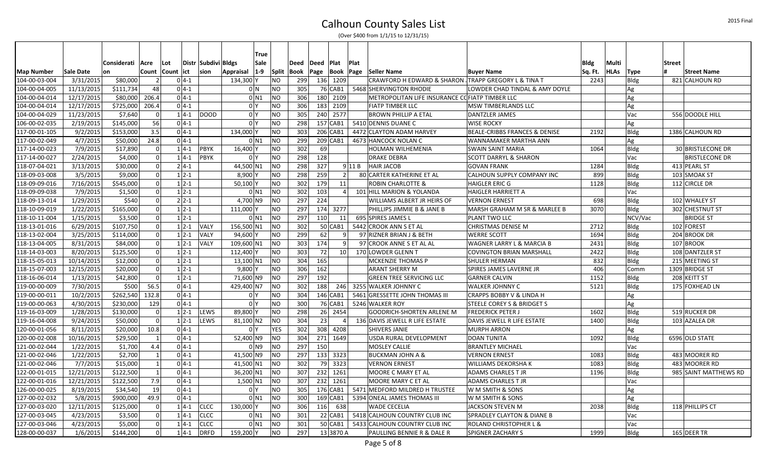# Calhoun County Sales List

(Over $400 from 1/1/15 to 12/31/15)

| Map Number | Sale Date | Consideration | Acre Count | Lot Count | District | Subdivision | Bldgs Appraisal | True Sale 1-9 | Split | Deed Book | Deed Page | Plat Book | Plat Page | Seller Name | Buyer Name | Bldg Sq. Ft. | Multi HLAs | Type | Street # | Street Name |
|---|---|---|---|---|---|---|---|---|---|---|---|---|---|---|---|---|---|---|---|---|
| 104-00-03-004 | 3/31/2015 | $80,000 | 2 | 0 | 4-1 | | 134,300 | Y | NO | 299 | 136 | 1209 | | CRAWFORD H EDWARD & SHARON | TRAPP GREGORY L & TINA T | 2243 | | Bldg | 821 | CALHOUN RD |
| 104-00-04-005 | 11/13/2015 | $111,734 | 48 | 0 | 4-1 | | 0 | N | NO | 305 | 76 | CAB1 | 5468 | SHERVINGTON RHODIE | LOWDER CHAD TINDAL & AMY DOYLE | | | Ag | | |
| 104-00-04-014 | 12/17/2015 | $80,000 | 206.4 | 0 | 4-1 | | 0 | N1 | NO | 306 | 180 | 2109 | | METROPOLITAN LIFE INSURANCE CO | FIATP TIMBER LLC | | | Ag | | |
| 104-00-04-014 | 12/17/2015 | $725,000 | 206.4 | 0 | 4-1 | | 0 | Y | NO | 306 | 183 | 2109 | | FIATP TIMBER LLC | MSW TIMBERLANDS LLC | | | Ag | | |
| 104-00-04-029 | 11/23/2015 | $7,640 | 0 | 1 | 4-1 | DOOD | 0 | Y | NO | 305 | 240 | 2577 | | BROWN PHILLIP A ETAL | DANTZLER JAMES | | | Vac | 556 | DOODLE HILL |
| 106-00-02-035 | 2/19/2015 | $145,000 | 56 | 0 | 4-1 | | 0 | Y | NO | 298 | 157 | CAB1 | 5410 | DENNIS DUANE C | WISE ROCKY | | | Ag | | |
| 117-00-01-105 | 9/2/2015 | $153,000 | 3.5 | 0 | 4-1 | | 134,000 | Y | NO | 303 | 206 | CAB1 | 4472 | CLAYTON ADAM HARVEY | BEALE-CRIBBS FRANCES & DENISE | 2192 | | Bldg | 1386 | CALHOUN RD |
| 117-00-02-049 | 4/7/2015 | $50,000 | 24.8 | 0 | 4-1 | | 0 | N1 | NO | 299 | 209 | CAB1 | 4673 | HANCOCK NOLAN C | WANNAMAKER MARTHA ANN | | | Ag | | |
| 117-14-00-023 | 7/9/2015 | $17,890 | 0 | 1 | 4-1 | PBYK | 16,400 | Y | NO | 302 | 69 | | | HOLMAN WILHEMENIA | SWAIN SAINT MARIA | 1064 | | Bldg | 30 | BRISTLECONE DR |
| 117-14-00-027 | 2/24/2015 | $4,000 | 0 | 1 | 4-1 | PBYK | 0 | Y | NO | 298 | 128 | | | DRAKE DEBRA | SCOTT DARRYL & SHARON | | | Vac | | BRISTLECONE DR |
| 118-07-04-021 | 3/13/2015 | $30,000 | 0 | 2 | 4-1 | | 44,500 | N1 | NO | 298 | 327 | 9 | 11 B | HAIR JACOB | GOVAN FRANK | 1284 | | Bldg | 413 | PEARL ST |
| 118-09-03-008 | 3/5/2015 | $9,000 | 0 | 1 | 2-1 | | 8,900 | Y | NO | 298 | 259 | 2 | 80 | CARTER KATHERINE ET AL | CALHOUN SUPPLY COMPANY INC | 899 | | Bldg | 103 | SMOAK ST |
| 118-09-09-016 | 7/16/2015 | $545,000 | 0 | 1 | 2-1 | | 50,100 | Y | NO | 302 | 179 | 11 | | ROBIN CHARLOTTE & | HAIGLER ERIC G | 1128 | | Bldg | 112 | CIRCLE DR |
| 118-09-09-038 | 7/9/2015 | $1,500 | 0 | 1 | 2-1 | | 0 | N1 | NO | 302 | 103 | 4 | 101 | HILL MARION & YOLANDA | HAIGLER HARRIETT A | | | Vac | | |
| 118-09-13-014 | 1/29/2015 | $540 | 0 | 2 | 2-1 | | 4,700 | N9 | NO | 297 | 224 | | | WILLIAMS ALBERT JR HEIRS OF | VERNON ERNEST | 698 | | Bldg | 102 | WHALEY ST |
| 118-10-09-019 | 1/22/2015 | $165,000 | 0 | 1 | 2-1 | | 111,000 | Y | NO | 297 | 174 | 3277 | | PHILLIPS JIMMIE B & JANE B | MARSH GRAHAM M SR & MARLEE B | 3070 | | Bldg | 302 | CHESTNUT ST |
| 118-10-11-004 | 1/15/2015 | $3,500 | 0 | 1 | 2-1 | | 0 | N1 | NO | 297 | 110 | 11 | 695 | SPIRES JAMES L | PLANT TWO LLC | | | NCV/Vac | | BRIDGE ST |
| 118-13-01-016 | 6/29/2015 | $107,750 | 0 | 1 | 2-1 | VALY | 156,500 | N1 | NO | 302 | 50 | CAB1 | 5442 | CROOK ANN S ET AL | CHRISTMAS DENISE M | 2712 | | Bldg | 102 | FOREST |
| 118-13-02-004 | 3/25/2015 | $114,000 | 0 | 1 | 2-1 | VALY | 94,600 | Y | NO | 299 | 62 | 9 | 97 | RIZNER BRIAN J & BETH | WERRE SCOTT | 1694 | | Bldg | 204 | BROOK DR |
| 118-13-04-005 | 8/31/2015 | $84,000 | 0 | 1 | 2-1 | VALY | 109,600 | N1 | NO | 303 | 174 | 9 | 97 | CROOK ANNE S ET AL AL | WAGNER LARRY L & MARCIA B | 2431 | | Bldg | 107 | BROOK |
| 118-14-03-003 | 8/20/2015 | $125,500 | 0 | 1 | 2-1 | | 112,400 | Y | NO | 303 | 72 | 10 | 170 | LOWDER GLENN T | COVINGTON BRIAN MARSHALL | 2422 | | Bldg | 108 | DANTZLER ST |
| 118-15-05-013 | 10/14/2015 | $12,000 | 0 | 1 | 2-1 | | 13,100 | N1 | NO | 304 | 165 | | | MCKENZIE THOMAS P | SHULER HERMAN | 832 | | Bldg | 215 | MEETING ST |
| 118-15-07-003 | 12/15/2015 | $20,000 | 0 | 1 | 2-1 | | 9,800 | Y | NO | 306 | 162 | | | ARANT SHERRY M | SPIRES JAMES LAVERNE JR | 406 | | Comm | 1309 | BRIDGE ST |
| 118-16-06-014 | 1/13/2015 | $42,800 | 0 | 1 | 2-1 | | 71,600 | N9 | NO | 297 | 192 | | | GREEN TREE SERVICING LLC | GARNER CALVIN | 1152 | | Bldg | 208 | KEITT ST |
| 119-00-00-009 | 7/30/2015 | $500 | 56.5 | 0 | 4-1 | | 429,400 | N7 | NO | 302 | 188 | 246 | 3255 | WALKER JOHNNY C | WALKER JOHNNY C | 5121 | | Bldg | 175 | FOXHEAD LN |
| 119-00-00-011 | 10/2/2015 | $262,540 | 132.8 | 0 | 4-1 | | 0 | Y | NO | 304 | 146 | CAB1 | 5461 | GRESSETTE JOHN THOMAS III | CRAPPS BOBBY V & LINDA H | | | Ag | | |
| 119-00-00-063 | 4/30/2015 | $230,000 | 129 | 0 | 4-1 | | 0 | Y | NO | 300 | 76 | CAB1 | 5246 | WALKER ROY | STEELE COREY S & BRIDGET S | | | Ag | | |
| 119-16-03-009 | 1/28/2015 | $130,000 | 0 | 1 | 2-1 | LEWS | 89,800 | Y | NO | 298 | 26 | 2454 | | GOODRICH-SHORTEN ARLENE M | FREDERICK PETER J | 1602 | | Bldg | 519 | RUCKER DR |
| 119-16-04-008 | 9/24/2015 | $50,000 | 0 | 1 | 2-1 | LEWS | 81,100 | N2 | NO | 304 | 23 | 4 | 136 | DAVIS JEWELL R LIFE ESTATE | DAVIS JEWELL R LIFE ESTATE | 1400 | | Bldg | 103 | AZALEA DR |
| 120-00-01-056 | 8/11/2015 | $20,000 | 10.8 | 0 | 4-1 | | 0 | Y | YES | 302 | 308 | 4208 | | SHIVERS JANIE | MURPH ARRON | | | Ag | | |
| 120-00-02-008 | 10/16/2015 | $29,500 | 1 | 0 | 4-1 | | 52,400 | N9 | NO | 304 | 271 | 1649 | | USDA RURAL DEVELOPMENT | DOAN TUNITA | 1092 | | Bldg | 6596 | OLD STATE |
| 121-00-02-044 | 1/22/2015 | $1,700 | 4.4 | 0 | 4-1 | | 0 | N9 | NO | 297 | 150 | | | MOSLEY CALLIE | BRANTLEY MICHAEL | | | Vac | | |
| 121-00-02-046 | 1/22/2015 | $2,700 | 1 | 0 | 4-1 | | 41,500 | N9 | NO | 297 | 133 | 3323 | | BUCKMAN JOHN A & | VERNON ERNEST | 1083 | | Bldg | 483 | MOORER RD |
| 121-00-02-046 | 7/7/2015 | $15,000 | 1 | 0 | 4-1 | | 41,500 | N1 | NO | 302 | 79 | 3323 | | VERNON ERNEST | WILLIAMS DEKORSHA K | 1083 | | Bldg | 483 | MOORER RD |
| 122-00-01-015 | 12/21/2015 | $122,500 | 1 | 0 | 4-1 | | 36,200 | N1 | NO | 307 | 232 | 1261 | | MOORE C MARY ET AL | ADAMS CHARLES T JR | 1196 | | Bldg | 985 | SAINT MATTHEWS RD |
| 122-00-01-016 | 12/21/2015 | $122,500 | 7.9 | 0 | 4-1 | | 1,500 | N1 | NO | 307 | 232 | 1261 | | MOORE MARY C ET AL | ADAMS CHARLES T JR | | | Vac | | |
| 126-00-00-025 | 8/19/2015 | $34,540 | 19 | 0 | 4-1 | | 0 | Y | NO | 305 | 176 | CAB1 | 5471 | MEDFORD MILDRED H TRUSTEE | W M SMITH & SONS | | | Ag | | |
| 127-00-02-032 | 5/8/2015 | $900,000 | 49.9 | 0 | 4-1 | | 0 | N1 | NO | 300 | 169 | CAB1 | 5394 | ONEAL JAMES THOMAS III | W M SMITH & SONS | | | Ag | | |
| 127-00-03-020 | 12/11/2015 | $125,000 | 0 | 1 | 4-1 | CLCC | 130,000 | Y | NO | 306 | 116 | 638 | | WADE CECELIA | JACKSON STEVEN M | 2038 | | Bldg | 118 | PHILLIPS CT |
| 127-00-03-045 | 4/23/2015 | $3,500 | 0 | 1 | 4-1 | CLCC | 0 | N1 | NO | 301 | 22 | CAB1 | 5418 | CALHOUN COUNTRY CLUB INC | SPRADLEY CLAYTON & DIANE B | | | Vac | | |
| 127-00-03-046 | 4/23/2015 | $5,000 | 0 | 1 | 4-1 | CLCC | 0 | N1 | NO | 301 | 50 | CAB1 | 5433 | CALHOUN COUNTRY CLUB INC | ROLAND CHRISTOPHER L & | | | Vac | | |
| 128-00-00-037 | 1/6/2015 | $144,200 | 0 | 1 | 4-1 | DRFD | 159,200 | Y | NO | 297 | 13 | 3870 A | | PAULLING BENNIE R & DALE R | SPIGNER ZACHARY S | 1999 | | Bldg | 165 | DEER TR |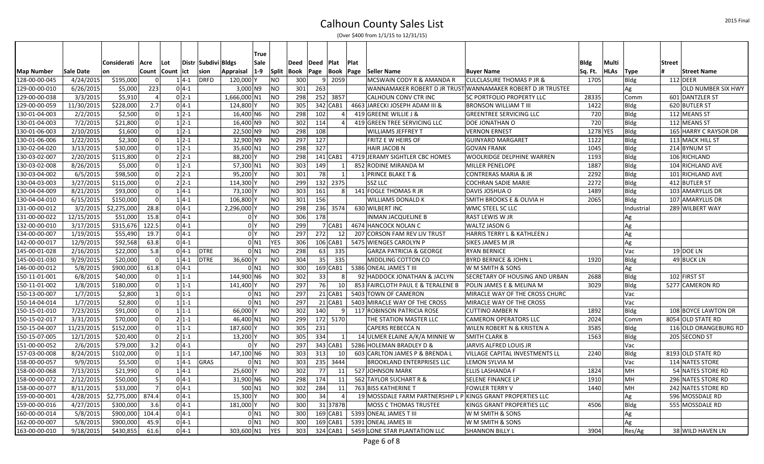# Calhoun County Sales List

(Over $400 from 1/1/15 to 12/31/15)

| Map Number | Sale Date | Consideration | Acre Count | Lot Count | District | Subdivision | Bldgs Appraisal | True Sale 1-9 | Split | Deed Book | Deed Page | Plat Book | Plat Page | Seller Name | Buyer Name | Bldg Sq. Ft. | Multi HLAs | Type | Street # | Street Name |
|---|---|---|---|---|---|---|---|---|---|---|---|---|---|---|---|---|---|---|---|---|
| 128-00-00-045 | 4/24/2015 | $195,000 | 0 | 1 | 4-1 | DRFD | 120,000 | Y | NO | 300 | 9 | 2059 | | MCSWAIN CODY R & AMANDA R | CULCLASURE THOMAS P JR & | 1705 | | Bldg | 112 | DEER |
| 129-00-00-010 | 6/26/2015 | $5,000 | 223 | 0 | 4-1 | | 3,000 | N9 | NO | 301 | 263 | | | WANNAMAKER ROBERT D JR TRUST | WANNAMAKER ROBERT D JR TRUSTEE | | | Ag | | OLD NUMBER SIX HWY |
| 129-00-00-038 | 3/3/2015 | $5,910 | 4 | 0 | 2-1 | | 1,666,000 | N1 | NO | 298 | 252 | 3857 | | CALHOUN CONV CTR INC | SC PORTFOLIO PROPERTY LLC | 28335 | | Comm | 601 | DANTZLER ST |
| 129-00-00-059 | 11/30/2015 | $228,000 | 2.7 | 0 | 4-1 | | 124,800 | Y | NO | 305 | 342 | CAB1 | 4663 | JARECKI JOSEPH ADAM III & | BRONSON WILLIAM T III | 1422 | | Bldg | 620 | BUTLER ST |
| 130-01-04-003 | 2/2/2015 | $2,500 | 0 | 1 | 2-1 | | 16,400 | N6 | NO | 298 | 102 | 4 | 419 | GREENE WILLIE J & | GREENTREE SERVICING LLC | 720 | | Bldg | 112 | MEANS ST |
| 130-01-04-003 | 7/2/2015 | $21,800 | 0 | 1 | 2-1 | | 16,400 | N9 | NO | 302 | 114 | 4 | 419 | GREEN TREE SERVICING LLC | DOE JONATHAN O | 720 | | Bldg | 112 | MEANS ST |
| 130-01-06-003 | 2/10/2015 | $1,600 | 0 | 1 | 2-1 | | 22,500 | N9 | NO | 298 | 108 | | | WILLIAMS JEFFREY T | VERNON ERNEST | 1278 | YES | Bldg | 165 | HARRY C RAYSOR DR |
| 130-01-06-006 | 1/22/2015 | $2,300 | 0 | 1 | 2-1 | | 32,900 | N9 | NO | 297 | 127 | | | FRITZ E W HEIRS OF | GUINYARD MARGARET | 1122 | | Bldg | 113 | MACK HILL ST |
| 130-02-04-020 | 3/13/2015 | $30,000 | 0 | 1 | 2-1 | | 35,600 | N1 | NO | 298 | 327 | | | HAIR JACOB N | GOVAN FRANK | 1045 | | Bldg | 214 | BYNUM ST |
| 130-03-02-007 | 2/20/2015 | $115,800 | 0 | 2 | 2-1 | | 88,200 | Y | NO | 298 | 141 | CAB1 | 4719 | JERAMY SIGHTLER CBC HOMES | WOOLRIDGE DELPHINE WARREN | 1193 | | Bldg | 106 | RICHLAND |
| 130-03-02-008 | 8/26/2015 | $5,000 | 0 | 1 | 2-1 | | 57,300 | N1 | NO | 303 | 149 | 1 | 852 | RODINE MIRANDA M | MILLER PENELOPE | 1887 | | Bldg | 104 | RICHLAND AVE |
| 130-03-04-002 | 6/5/2015 | $98,500 | 0 | 2 | 2-1 | | 95,200 | Y | NO | 301 | 78 | 1 | 1 | PRINCE BLAKE T & | CONTRERAS MARIA & JR | 2292 | | Bldg | 101 | RICHLAND AVE |
| 130-04-03-003 | 3/27/2015 | $115,000 | 0 | 2 | 2-1 | | 114,300 | Y | NO | 299 | 132 | 2375 | | SSZ LLC | COCHRAN SADIE MARIE | 2272 | | Bldg | 412 | BUTLER ST |
| 130-04-04-009 | 8/21/2015 | $93,000 | 0 | 1 | 4-1 | | 73,100 | Y | NO | 303 | 161 | 8 | 141 | FOGLE THOMAS R JR | DAVIS JOSHUA O | 1489 | | Bldg | 103 | AMARYLLIS DR |
| 130-04-04-010 | 6/15/2015 | $150,000 | 0 | 1 | 4-1 | | 106,800 | Y | NO | 301 | 156 | | | WILLIAMS DONALD K | SMITH BROOKS E & OLIVIA H | 2065 | | Bldg | 107 | AMARYLLIS DR |
| 131-00-00-012 | 3/2/2015 | $2,275,000 | 28.8 | 0 | 4-1 | | 2,296,000 | Y | NO | 298 | 236 | 3574 | 630 | WILBERT INC | WMC STEEL SC LLC | | | Industrial | 289 | WILBERT WAY |
| 131-00-00-022 | 12/15/2015 | $51,000 | 15.8 | 0 | 4-1 | | 0 | Y | NO | 306 | 178 | | | INMAN JACQUELINE B | RAST LEWIS W JR | | | Ag | | |
| 132-00-00-010 | 3/17/2015 | $315,676 | 122.5 | 0 | 4-1 | | 0 | Y | NO | 299 | 7 | CAB1 | 4674 | HANCOCK NOLAN C | WALTZ JASON G | | | Ag | | |
| 134-00-00-007 | 1/19/2015 | $55,490 | 19.7 | 0 | 4-1 | | 0 | Y | NO | 297 | 272 | 12 | 207 | CORSON FAM REV LIV TRUST | HARRIS TERRY L & KATHLEEN J | | | Ag | | |
| 142-00-00-017 | 12/9/2015 | $92,568 | 63.8 | 0 | 4-1 | | 0 | N1 | YES | 306 | 106 | CAB1 | 5475 | WIENGES CAROLYN P | SIKES JAMES M JR | | | Ag | | |
| 145-00-01-028 | 2/16/2015 | $22,000 | 5.8 | 0 | 4-1 | DTRE | 0 | N1 | NO | 298 | 63 | 335 | | GARZA PATRICIA & GEORGE | RYAN BERNICE | | | Vac | 19 | DOE LN |
| 145-00-01-030 | 9/29/2015 | $20,000 | 0 | 1 | 4-1 | DTRE | 36,600 | Y | NO | 304 | 35 | 335 | | MIDDLING COTTON CO | BYRD BERNICE & JOHN L | 1920 | | Bldg | 49 | BUCK LN |
| 146-00-00-012 | 5/8/2015 | $900,000 | 61.8 | 0 | 4-1 | | 0 | N1 | NO | 300 | 169 | CAB1 | 5386 | ONEAL JAMES T III | W M SMITH & SONS | | | Ag | | |
| 150-11-01-001 | 6/8/2015 | $40,000 | 0 | 1 | 1-1 | | 144,900 | N6 | NO | 302 | 33 | 8 | 92 | HADDOCK JONATHAN & JACLYN | SECRETARY OF HOUSING AND URBAN | 2688 | | Bldg | 102 | FIRST ST |
| 150-11-01-002 | 1/8/2015 | $180,000 | 0 | 1 | 1-1 | | 141,400 | Y | NO | 297 | 76 | 10 | 853 | FAIRCLOTH PAUL E & TERALENE B | POLIN JAMES E & MELINA M | 3029 | | Bldg | 5277 | CAMERON RD |
| 150-13-00-007 | 1/7/2015 | $2,800 | 1 | 0 | 1-1 | | 0 | N1 | NO | 297 | 21 | CAB1 | 5403 | TOWN OF CAMERON | MIRACLE WAY OF THE CROSS CHURC | | | Vac | | |
| 150-14-04-014 | 1/7/2015 | $2,800 | 0 | 1 | 1-1 | | 0 | N1 | NO | 297 | 21 | CAB1 | 5403 | MIRACLE WAY OF THE CROSS | MIRACLE WAY OF THE CROSS | | | Vac | | |
| 150-15-01-010 | 7/23/2015 | $91,000 | 0 | 1 | 1-1 | | 66,000 | Y | NO | 302 | 140 | 9 | 117 | ROBINSON PATRICIA ROSE | CUTTINO AMBER N | 1892 | | Bldg | 108 | BOYCE LAWTON DR |
| 150-15-02-017 | 3/31/2015 | $70,000 | 0 | 2 | 1-1 | | 46,400 | N1 | NO | 299 | 172 | 5170 | | THE STATION MASTER LLC | CAMERON OPERATORS LLC | 2024 | | Comm | 8054 | OLD STATE RD |
| 150-15-04-007 | 11/23/2015 | $152,000 | 0 | 1 | 1-1 | | 187,600 | Y | NO | 305 | 231 | | | CAPERS REBECCA N | WILEN ROBERT N & KRISTEN A | 3585 | | Bldg | 116 | OLD ORANGEBURG RD |
| 150-15-07-005 | 12/1/2015 | $20,400 | 0 | 2 | 1-1 | | 13,200 | Y | NO | 305 | 334 | 1 | 14 | ULMER ELAINE A/K/A MINNIE W | SMITH CLARK B | 1563 | | Bldg | 205 | SECOND ST |
| 151-00-00-052 | 2/6/2015 | $79,000 | 3.2 | 0 | 4-1 | | 0 | Y | NO | 297 | 343 | CAB1 | 5286 | HOLEMAN BRADLEY D & | JARVIS ALFRED LOUIS JR | | | Vac | | |
| 157-03-00-008 | 8/24/2015 | $102,000 | 0 | 1 | 1-1 | | 147,100 | N6 | NO | 303 | 313 | 10 | 603 | CARLTON JAMES P & BRENDA L | VILLAGE CAPITAL INVESTMENTS LL | 2240 | | Bldg | 8193 | OLD STATE RD |
| 158-00-00-057 | 9/9/2015 | $5,500 | 0 | 1 | 4-1 | GRAS | 0 | N1 | NO | 303 | 235 | 3444 | | BROOKLAND ENTERPRISES LLC | LEMON SYLVIA M | | | Vac | 114 | NATES STORE |
| 158-00-00-068 | 7/13/2015 | $21,990 | 0 | 1 | 4-1 | | 25,600 | Y | NO | 302 | 77 | 11 | 527 | JOHNSON MARK | ELLIS LASHANDA F | 1824 | | MH | 54 | NATES STORE RD |
| 158-00-00-072 | 2/12/2015 | $50,000 | 5 | 0 | 4-1 | | 31,900 | N6 | NO | 298 | 174 | 11 | 562 | TAYLOR SUCHART R & | SELENE FINANCE LP | 1910 | | MH | 296 | NATES STORE RD |
| 158-00-00-077 | 8/11/2015 | $33,000 | 7 | 0 | 4-1 | | 500 | N1 | NO | 302 | 284 | 11 | 763 | BISS KATHERINE T | FOWLER TERRY V | 1440 | | MH | 242 | NATES STORE RD |
| 159-00-00-001 | 4/28/2015 | $2,775,000 | 874.4 | 0 | 4-1 | | 15,300 | Y | NO | 300 | 34 | 4 | 19 | MOSSDALE FARM PARTNERSHIP L P | KINGS GRANT PROPERTIES LLC | | | Ag | 596 | MOSSDALE RD |
| 159-00-00-016 | 4/27/2015 | $300,000 | 3.6 | 0 | 4-1 | | 181,000 | Y | NO | 300 | 31 | 3787B | | MOSS C THOMAS TRUSTEE | KINGS GRANT PROPERTIES LLC | 4506 | | Bldg | 555 | MOSSDALE RD |
| 160-00-00-014 | 5/8/2015 | $900,000 | 104.4 | 0 | 4-1 | | 0 | N1 | NO | 300 | 169 | CAB1 | 5393 | ONEAL JAMES T III | W M SMITH & SONS | | | Ag | | |
| 162-00-00-007 | 5/8/2015 | $900,000 | 45.9 | 0 | 4-1 | | 0 | N1 | NO | 300 | 169 | CAB1 | 5391 | ONEAL JAMES III | W M SMITH & SONS | | | Ag | | |
| 163-00-00-010 | 9/18/2015 | $430,855 | 61.6 | 0 | 4-1 | | 303,600 | N1 | YES | 303 | 324 | CAB1 | 5459 | LONE STAR PLANTATION LLC | SHANNON BILLY L | 3904 | | Res/Ag | 38 | WILD HAVEN LN |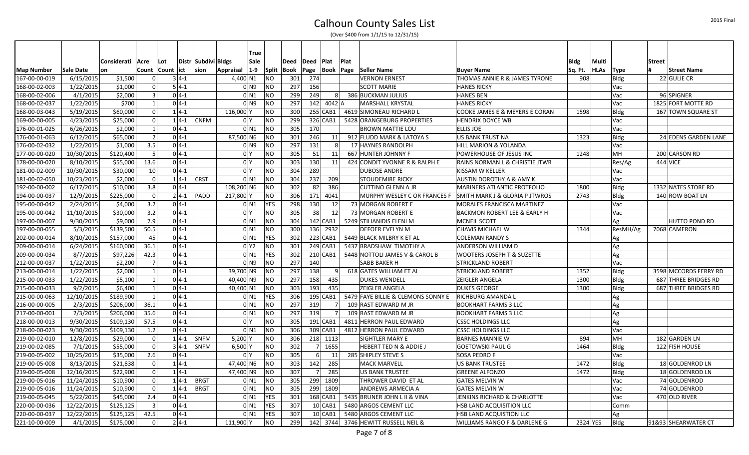# Calhoun County Sales List

(Over $400 from 1/1/15 to 12/31/15)

| Map Number | Sale Date | Consideration | Acre Count | Lot Count | Distr ict | Subdivi sion | Bldgs Appraisal | True Sale 1-9 | Split | Deed Book | Deed Page | Plat Book | Plat Page | Seller Name | Buyer Name | Bldg Sq. Ft. | Multi HLAs | Type | Street # | Street Name |
|---|---|---|---|---|---|---|---|---|---|---|---|---|---|---|---|---|---|---|---|---|
| 167-00-00-019 | 6/15/2015 | $1,500 | 0 | 3 | 4-1 | | 4,400 | N1 | NO | 301 | 274 | | | VERNON ERNEST | THOMAS ANNIE R & JAMES TYRONE | 908 | | Bldg | 22 | GULIE CR |
| 168-00-02-003 | 1/22/2015 | $1,000 | 0 | 5 | 4-1 | | 0 | N9 | NO | 297 | 156 | | | SCOTT MARIE | HANES RICKY | | | Vac | | |
| 168-00-02-006 | 4/1/2015 | $2,000 | 3 | 0 | 4-1 | | 0 | N1 | NO | 299 | 249 | 8 | 386 | BUCKMAN JULIUS | HANES BEN | | | Vac | 96 | SPIGNER |
| 168-00-02-037 | 1/22/2015 | $700 | 1 | 0 | 4-1 | | 0 | N9 | NO | 297 | 142 | 4042 | A | MARSHALL KRYSTAL | HANES RICKY | | | Vac | 1825 | FORT MOTTE RD |
| 168-00-03-043 | 5/19/2015 | $60,000 | 0 | 1 | 4-1 | | 116,000 | Y | NO | 300 | 255 | CAB1 | 4619 | SIMONEAU RICHARD L | COOKE JAMES E & MEYERS E CORAN | 1598 | | Bldg | 167 | TOWN SQUARE ST |
| 169-00-00-005 | 4/23/2015 | $25,000 | 0 | 1 | 4-1 | CNFM | 0 | Y | NO | 299 | 326 | CAB1 | 5428 | ORANGEBURG PROPERTIES | HENDRIX DOYCE WB | | | Vac | | |
| 176-00-01-025 | 6/26/2015 | $2,000 | 1 | 0 | 4-1 | | 0 | N1 | NO | 305 | 170 | | | BROWN MATTIE LOU | ELLIS JOE | | | Vac | | |
| 176-00-01-063 | 6/12/2015 | $65,000 | 2 | 0 | 4-1 | | 87,500 | N6 | NO | 301 | 246 | 11 | 912 | FLUDD MARK & LATOYA S | US BANK TRUST NA | 1323 | | Bldg | 24 | EDENS GARDEN LANE |
| 176-00-02-032 | 1/22/2015 | $1,000 | 3.5 | 0 | 4-1 | | 0 | N9 | NO | 297 | 131 | 8 | 17 | HAYNES RANDOLPH | HILL MARION & YOLANDA | | | Vac | | |
| 177-00-00-020 | 10/30/2015 | $120,400 | 5 | 0 | 4-1 | | 0 | Y | NO | 305 | 51 | 11 | 667 | HUNTER JOHNNY F | POWERHOUSE OF JESUS INC | 1248 | | MH | 200 | CARSON RD |
| 178-00-00-020 | 8/10/2015 | $55,000 | 13.6 | 0 | 4-1 | | 0 | Y | NO | 303 | 130 | 11 | 424 | CONDIT YVONNE R & RALPH E | RAINS NORMAN L & CHRISTIE JTWR | | | Res/Ag | 444 | VICE |
| 181-00-02-009 | 10/30/2015 | $30,000 | 10 | 0 | 4-1 | | 0 | Y | NO | 304 | 289 | | | DUBOSE ANDRE | KISSAM W KELLER | | | Vac | | |
| 181-00-02-050 | 10/23/2015 | $2,000 | 0 | 1 | 4-1 | CRST | 0 | N1 | NO | 304 | 237 | 209 | | STOUDEMIRE RICKY | AUSTIN DOROTHY A & AMY K | | | Vac | | |
| 192-00-00-002 | 6/17/2015 | $10,000 | 3.8 | 0 | 4-1 | | 108,200 | N6 | NO | 302 | 82 | 386 | | CUTTINO GLENN A JR | MARINERS ATLANTIC PROTFOLIO | 1800 | | Bldg | 1332 | NATES STORE RD |
| 194-00-00-037 | 12/9/2015 | $225,000 | 0 | 2 | 4-1 | PADD | 217,800 | Y | NO | 306 | 171 | 4041 | | MURPHY WESLEY C OR FRANCES F | SMITH MARK J & GLORIA P JTWROS | 2743 | | Bldg | 140 | ROW BOAT LN |
| 195-00-00-042 | 2/24/2015 | $4,000 | 3.2 | 0 | 4-1 | | 0 | N1 | YES | 298 | 130 | 12 | 73 | MORGAN ROBERT E | MORALES FRANCISCA MARTINEZ | | | Vac | | |
| 195-00-00-042 | 11/10/2015 | $30,000 | 3.2 | 0 | 4-1 | | 0 | Y | NO | 305 | 38 | 12 | 73 | MORGAN ROBERT E | BACKMON ROBERT LEE & EARLY H | | | Vac | | |
| 197-00-00-007 | 9/30/2015 | $9,000 | 7.9 | 0 | 4-1 | | 0 | N1 | NO | 304 | 142 | CAB1 | 5249 | STILIANIDIS ELENI M | MCNEIL SCOTT | | | Ag | | HUTTO POND RD |
| 197-00-00-055 | 5/3/2015 | $139,500 | 50.5 | 0 | 4-1 | | 0 | N1 | NO | 300 | 136 | 2932 | | DEFOER EVELYN M | CHAVIS MICHAEL W | 1344 | | ResMH/Ag | 7068 | CAMERON |
| 202-00-00-014 | 8/10/2015 | $157,000 | 45 | 0 | 4-1 | | 0 | N1 | YES | 302 | 223 | CAB1 | 5449 | BLACK MILBRY K ET AL | COLEMAN RANDY S | | | Ag | | |
| 209-00-00-014 | 6/24/2015 | $160,000 | 36.1 | 0 | 4-1 | | 0 | Y2 | NO | 301 | 249 | CAB1 | 5437 | BRADSHAW TIMOTHY A | ANDERSON WILLIAM D | | | Ag | | |
| 209-00-00-034 | 8/7/2015 | $97,226 | 42.3 | 0 | 4-1 | | 0 | N1 | YES | 302 | 210 | CAB1 | 5448 | NOTTOLI JAMES V & CAROL B | WOOTERS JOSEPH T & SUZETTE | | | Ag | | |
| 212-00-00-037 | 1/22/2015 | $2,200 | 7 | 0 | 4-1 | | 0 | N9 | NO | 297 | 140 | | | SABB BAKER H | STRICKLAND ROBERT | | | Vac | | |
| 213-00-00-014 | 1/22/2015 | $2,000 | 1 | 0 | 4-1 | | 39,700 | N9 | NO | 297 | 138 | 9 | 618 | GATES WILLIAM ET AL | STRICKLAND ROBERT | 1352 | | Bldg | 3598 | MCCORDS FERRY RD |
| 215-00-00-033 | 1/22/2015 | $5,100 | 1 | 0 | 4-1 | | 40,400 | N9 | NO | 297 | 158 | 435 | | DUKES WENDELL | ZEIGLER ANGELA | 1300 | | Bldg | 687 | THREE BRIDGES RD |
| 215-00-00-033 | 9/2/2015 | $6,400 | 1 | 0 | 4-1 | | 40,400 | N1 | NO | 303 | 193 | 435 | | ZEIGLER ANGELA | DUKES GEORGE | 1300 | | Bldg | 687 | THREE BRIDGES RD |
| 215-00-00-063 | 12/10/2015 | $189,900 | 1 | 0 | 4-1 | | 0 | N1 | YES | 306 | 195 | CAB1 | 5479 | FAYE BILLIE & CLEMONS SONNY E | RICHBURG AMANDA L | | | Ag | | |
| 216-00-00-005 | 2/3/2015 | $206,000 | 36.1 | 0 | 4-1 | | 0 | N1 | NO | 297 | 319 | 7 | 109 | RAST EDWARD M JR | BOOKHART FARMS 3 LLC | | | Ag | | |
| 217-00-00-001 | 2/3/2015 | $206,000 | 35.6 | 0 | 4-1 | | 0 | N1 | NO | 297 | 319 | 7 | 109 | RAST EDWARD M JR | BOOKHART FARMS 3 LLC | | | Ag | | |
| 218-00-00-013 | 9/30/2015 | $109,130 | 57.5 | 0 | 4-1 | | 0 | Y | NO | 305 | 191 | CAB1 | 4811 | HERRON PAUL EDWARD | CSSC HOLDINGS LLC | | | Ag | | |
| 218-00-00-023 | 9/30/2015 | $109,130 | 1.2 | 0 | 4-1 | | 0 | N1 | NO | 306 | 309 | CAB1 | 4812 | HERRON PAUL EDWARD | CSSC HOLDINGS LLC | | | Vac | | |
| 219-00-02-010 | 12/8/2015 | $29,000 | 0 | 1 | 4-1 | SNFM | 5,200 | Y | NO | 306 | 218 | 1113 | | SIGHTLER MARY E | BARNES MANNIE W | 894 | | MH | 182 | GARDEN LN |
| 219-00-02-085 | 7/1/2015 | $55,000 | 0 | 3 | 4-1 | SNFM | 6,500 | Y | NO | 302 | 7 | 1655 | | HEBERT TED N & ADDIE J | GOETOWSKI PAUL G | 1464 | | Bldg | 122 | FISH HOUSE |
| 219-00-05-002 | 10/25/2015 | $35,000 | 2.6 | 0 | 4-1 | | 0 | Y | NO | 305 | 6 | 11 | 285 | SHIPLEY STEVE S | SOSA PEDRO F | | | Vac | | |
| 219-00-05-008 | 8/13/2015 | $21,838 | 0 | 1 | 4-1 | | 47,400 | N6 | NO | 303 | 142 | 285 | | MACK MARVELL | US BANK TRUSTEE | 1472 | | Bldg | 18 | GOLDENROD LN |
| 219-00-05-008 | 12/16/2015 | $22,900 | 0 | 1 | 4-1 | | 47,400 | N9 | NO | 307 | 7 | 285 | | US BANK TRUSTEE | GREENE ALFONZO | 1472 | | Bldg | 18 | GOLDENROD LN |
| 219-00-05-016 | 11/24/2015 | $10,900 | 0 | 1 | 4-1 | BRGT | 0 | N1 | NO | 305 | 299 | 1809 | | THROWER DAVID ET AL | GATES MELVIN W | | | Vac | 74 | GOLDENROD |
| 219-00-05-016 | 11/24/2015 | $10,900 | 0 | 1 | 4-1 | BRGT | 0 | N1 | NO | 305 | 299 | 1809 | | ANDREWS ARMECIA A | GATES MELVIN W | | | Vac | 74 | GOLDENROD |
| 219-00-05-045 | 5/22/2015 | $45,000 | 2.4 | 0 | 4-1 | | 0 | N1 | YES | 301 | 168 | CAB1 | 5435 | BRUNER JOHN L II & VINA | JENKINS RICHARD & CHARLOTTE | | | Vac | 470 | OLD RIVER |
| 220-00-00-036 | 12/22/2015 | $125,125 | 3 | 0 | 4-1 | | 0 | N1 | YES | 307 | 10 | CAB1 | 5480 | ARGOS CEMENT LLC | HSB LAND ACQUISITION LLC | | | Comm | | |
| 220-00-00-037 | 12/22/2015 | $125,125 | 42.5 | 0 | 4-1 | | 0 | N1 | YES | 307 | 10 | CAB1 | 5480 | ARGOS CEMENT LLC | HSB LAND ACQUISITION LLC | | | Ag | | |
| 221-10-00-009 | 4/1/2015 | $175,000 | 0 | 2 | 4-1 | | 111,900 | Y | NO | 299 | 142 | 3744 | 3746 | HEWITT RUSSELL NEIL & | WILLIAMS RANGO F & DARLENE G | 2324 | YES | Bldg | 91&93 | SHEARWATER CT |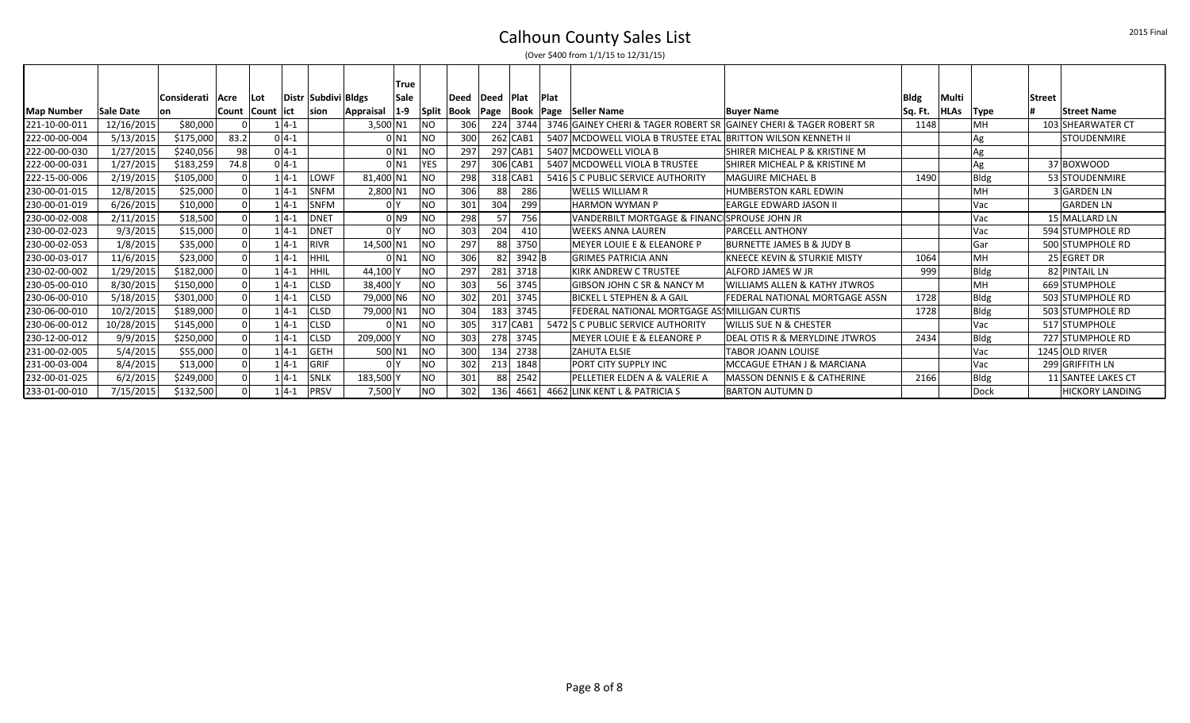# Calhoun County Sales List

2015 Final

(Over $400 from 1/1/15 to 12/31/15)

| Map Number | Sale Date | Consideration | Acre Count | Lot Count | District | Subdivision | Bldgs Appraisal | True Sale 1-9 | Split | Deed Book | Deed Page | Plat Book | Plat Page | Seller Name | Buyer Name | Bldg Sq. Ft. | Multi HLAs | Type | Street # | Street Name |
|---|---|---|---|---|---|---|---|---|---|---|---|---|---|---|---|---|---|---|---|---|
| 221-10-00-011 | 12/16/2015 | $80,000 | 0 | 1 | 4-1 | | 3,500 | N1 | NO | 306 | 224 | 3744 | 3746 | GAINEY CHERI & TAGER ROBERT SR | GAINEY CHERI & TAGER ROBERT SR | 1148 | | MH | 103 | SHEARWATER CT |
| 222-00-00-004 | 5/13/2015 | $175,000 | 83.2 | 0 | 4-1 | | 0 | N1 | NO | 300 | 262 | CAB1 | 5407 | MCDOWELL VIOLA B TRUSTEE ETAL | BRITTON WILSON KENNETH II | | | Ag | | STOUDENMIRE |
| 222-00-00-030 | 1/27/2015 | $240,056 | 98 | 0 | 4-1 | | 0 | N1 | NO | 297 | 297 | CAB1 | 5407 | MCDOWELL VIOLA B | SHIRER MICHEAL P & KRISTINE M | | | Ag | | |
| 222-00-00-031 | 1/27/2015 | $183,259 | 74.8 | 0 | 4-1 | | 0 | N1 | YES | 297 | 306 | CAB1 | 5407 | MCDOWELL VIOLA B TRUSTEE | SHIRER MICHEAL P & KRISTINE M | | | Ag | 37 | BOXWOOD |
| 222-15-00-006 | 2/19/2015 | $105,000 | 0 | 1 | 4-1 | LOWF | 81,400 | N1 | NO | 298 | 318 | CAB1 | 5416 | S C PUBLIC SERVICE AUTHORITY | MAGUIRE MICHAEL B | 1490 | | Bldg | 53 | STOUDENMIRE |
| 230-00-01-015 | 12/8/2015 | $25,000 | 0 | 1 | 4-1 | SNFM | 2,800 | N1 | NO | 306 | 88 | 286 | | WELLS WILLIAM R | HUMBERSTON KARL EDWIN | | | MH | 3 | GARDEN LN |
| 230-00-01-019 | 6/26/2015 | $10,000 | 0 | 1 | 4-1 | SNFM | 0 | Y | NO | 301 | 304 | 299 | | HARMON WYMAN P | EARGLE EDWARD JASON II | | | Vac | | GARDEN LN |
| 230-00-02-008 | 2/11/2015 | $18,500 | 0 | 1 | 4-1 | DNET | 0 | N9 | NO | 298 | 57 | 756 | | VANDERBILT MORTGAGE & FINANC | SPROUSE JOHN JR | | | Vac | 15 | MALLARD LN |
| 230-00-02-023 | 9/3/2015 | $15,000 | 0 | 1 | 4-1 | DNET | 0 | Y | NO | 303 | 204 | 410 | | WEEKS ANNA LAUREN | PARCELL ANTHONY | | | Vac | 594 | STUMPHOLE RD |
| 230-00-02-053 | 1/8/2015 | $35,000 | 0 | 1 | 4-1 | RIVR | 14,500 | N1 | NO | 297 | 88 | 3750 | | MEYER LOUIE E & ELEANORE P | BURNETTE JAMES B & JUDY B | | | Gar | 500 | STUMPHOLE RD |
| 230-00-03-017 | 11/6/2015 | $23,000 | 0 | 1 | 4-1 | HHIL | 0 | N1 | NO | 306 | 82 | 3942 | B | GRIMES PATRICIA ANN | KNEECE KEVIN & STURKIE MISTY | 1064 | | MH | 25 | EGRET DR |
| 230-02-00-002 | 1/29/2015 | $182,000 | 0 | 1 | 4-1 | HHIL | 44,100 | Y | NO | 297 | 281 | 3718 | | KIRK ANDREW C TRUSTEE | ALFORD JAMES W JR | 999 | | Bldg | 82 | PINTAIL LN |
| 230-05-00-010 | 8/30/2015 | $150,000 | 0 | 1 | 4-1 | CLSD | 38,400 | Y | NO | 303 | 56 | 3745 | | GIBSON JOHN C SR & NANCY M | WILLIAMS ALLEN & KATHY JTWROS | | | MH | 669 | STUMPHOLE |
| 230-06-00-010 | 5/18/2015 | $301,000 | 0 | 1 | 4-1 | CLSD | 79,000 | N6 | NO | 302 | 201 | 3745 | | BICKEL L STEPHEN & A GAIL | FEDERAL NATIONAL MORTGAGE ASSN | 1728 | | Bldg | 503 | STUMPHOLE RD |
| 230-06-00-010 | 10/2/2015 | $189,000 | 0 | 1 | 4-1 | CLSD | 79,000 | N1 | NO | 304 | 183 | 3745 | | FEDERAL NATIONAL MORTGAGE AS | MILLIGAN CURTIS | 1728 | | Bldg | 503 | STUMPHOLE RD |
| 230-06-00-012 | 10/28/2015 | $145,000 | 0 | 1 | 4-1 | CLSD | 0 | N1 | NO | 305 | 317 | CAB1 | 5472 | S C PUBLIC SERVICE AUTHORITY | WILLIS SUE N & CHESTER | | | Vac | 517 | STUMPHOLE |
| 230-12-00-012 | 9/9/2015 | $250,000 | 0 | 1 | 4-1 | CLSD | 209,000 | Y | NO | 303 | 278 | 3745 | | MEYER LOUIE E & ELEANORE P | DEAL OTIS R & MERYLDINE JTWROS | 2434 | | Bldg | 727 | STUMPHOLE RD |
| 231-00-02-005 | 5/4/2015 | $55,000 | 0 | 1 | 4-1 | GETH | 500 | N1 | NO | 300 | 134 | 2738 | | ZAHUTA ELSIE | TABOR JOANN LOUISE | | | Vac | 1245 | OLD RIVER |
| 231-00-03-004 | 8/4/2015 | $13,000 | 0 | 1 | 4-1 | GRIF | 0 | Y | NO | 302 | 213 | 1848 | | PORT CITY SUPPLY INC | MCCAGUE ETHAN J & MARCIANA | | | Vac | 299 | GRIFFITH LN |
| 232-00-01-025 | 6/2/2015 | $249,000 | 0 | 1 | 4-1 | SNLK | 183,500 | Y | NO | 301 | 88 | 2542 | | PELLETIER ELDEN A & VALERIE A | MASSON DENNIS E & CATHERINE | 2166 | | Bldg | 11 | SANTEE LAKES CT |
| 233-01-00-010 | 7/15/2015 | $132,500 | 0 | 1 | 4-1 | PRSV | 7,500 | Y | NO | 302 | 136 | 4661 | 4662 | LINK KENT L & PATRICIA S | BARTON AUTUMN D | | | Dock | | HICKORY LANDING |